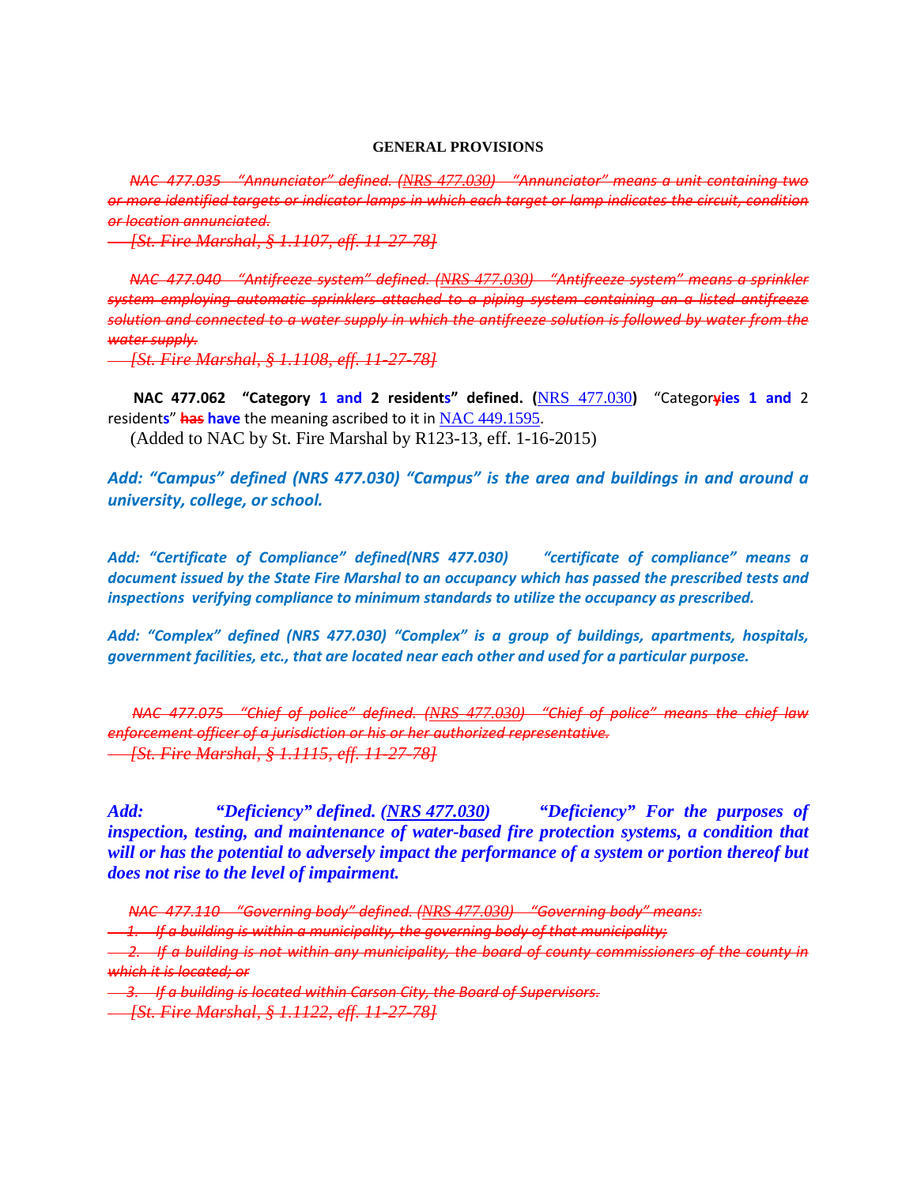## GENERAL PROVISIONS

~~*NAC 477.035 "Annunciator" defined. (NRS 477.030) "Annunciator" means a unit containing two or more identified targets or indicator lamps in which each target or lamp indicates the circuit, condition or location annunciated.*~~

~~*[St. Fire Marshal, § 1.1107, eff. 11-27-78]*~~

~~*NAC 477.040 "Antifreeze system" defined. (NRS 477.030) "Antifreeze system" means a sprinkler system employing automatic sprinklers attached to a piping system containing an a listed antifreeze solution and connected to a water supply in which the antifreeze solution is followed by water from the water supply.*~~

~~*[St. Fire Marshal, § 1.1108, eff. 11-27-78]*~~

**NAC 477.062 "Category 1 and 2 residents" defined. (NRS 477.030)** "Categor~~y~~**ies 1 and** 2 residents" ~~**has**~~ **have** the meaning ascribed to it in NAC 449.1595.

(Added to NAC by St. Fire Marshal by R123-13, eff. 1-16-2015)

***Add: "Campus" defined (NRS 477.030) "Campus" is the area and buildings in and around a university, college, or school.***

***Add: "Certificate of Compliance" defined(NRS 477.030) "certificate of compliance" means a document issued by the State Fire Marshal to an occupancy which has passed the prescribed tests and inspections verifying compliance to minimum standards to utilize the occupancy as prescribed.***

***Add: "Complex" defined (NRS 477.030) "Complex" is a group of buildings, apartments, hospitals, government facilities, etc., that are located near each other and used for a particular purpose.***

~~*NAC 477.075 "Chief of police" defined. (NRS 477.030) "Chief of police" means the chief law enforcement officer of a jurisdiction or his or her authorized representative.*~~

~~*[St. Fire Marshal, § 1.1115, eff. 11-27-78]*~~

***Add: "Deficiency" defined. (NRS 477.030) "Deficiency" For the purposes of inspection, testing, and maintenance of water-based fire protection systems, a condition that will or has the potential to adversely impact the performance of a system or portion thereof but does not rise to the level of impairment.***

~~*NAC 477.110 "Governing body" defined. (NRS 477.030) "Governing body" means:*~~

~~*1. If a building is within a municipality, the governing body of that municipality;*~~

~~*2. If a building is not within any municipality, the board of county commissioners of the county in which it is located; or*~~

~~*3. If a building is located within Carson City, the Board of Supervisors.*~~

~~*[St. Fire Marshal, § 1.1122, eff. 11-27-78]*~~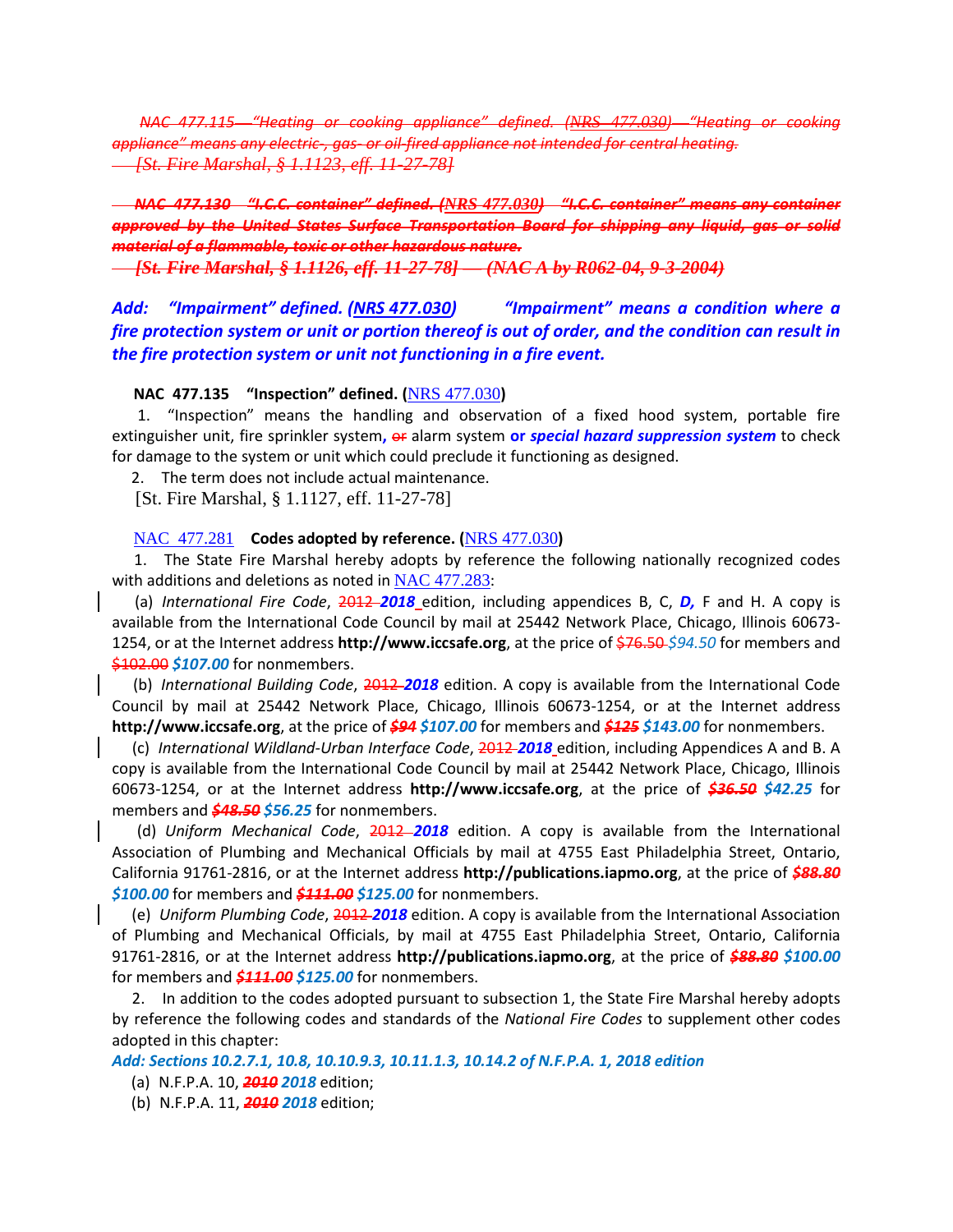~~NAC 477.115 "Heating or cooking appliance" defined. (NRS 477.030) "Heating or cooking appliance" means any electric-, gas- or oil-fired appliance not intended for central heating.~~
~~[St. Fire Marshal, § 1.1123, eff. 11-27-78]~~

~~**NAC 477.130 "I.C.C. container" defined. (NRS 477.030) "I.C.C. container" means any container approved by the United States Surface Transportation Board for shipping any liquid, gas or solid material of a flammable, toxic or other hazardous nature.**~~
~~**[St. Fire Marshal, § 1.1126, eff. 11-27-78] — (NAC A by R062-04, 9-3-2004)**~~

***Add: "Impairment" defined. (NRS 477.030) "Impairment" means a condition where a fire protection system or unit or portion thereof is out of order, and the condition can result in the fire protection system or unit not functioning in a fire event.***

**NAC 477.135 "Inspection" defined. (**NRS 477.030**)**

1. "Inspection" means the handling and observation of a fixed hood system, portable fire extinguisher unit, fire sprinkler system**,** ~~or~~ alarm system **or *special hazard suppression system*** to check for damage to the system or unit which could preclude it functioning as designed.

2. The term does not include actual maintenance.

[St. Fire Marshal, § 1.1127, eff. 11-27-78]

NAC 477.281 **Codes adopted by reference. (**NRS 477.030**)**

1. The State Fire Marshal hereby adopts by reference the following nationally recognized codes with additions and deletions as noted in NAC 477.283:

(a) *International Fire Code*, ~~2012~~ ***2018*** edition, including appendices B, C, ***D,*** F and H. A copy is available from the International Code Council by mail at 25442 Network Place, Chicago, Illinois 60673-1254, or at the Internet address **http://www.iccsafe.org**, at the price of ~~$76.50~~ *$94.50* for members and ~~$102.00~~ ***$107.00*** for nonmembers.

(b) *International Building Code*, ~~2012~~ ***2018*** edition. A copy is available from the International Code Council by mail at 25442 Network Place, Chicago, Illinois 60673-1254, or at the Internet address **http://www.iccsafe.org**, at the price of ~~***$94***~~ ***$107.00*** for members and ~~***$125***~~ ***$143.00*** for nonmembers.

(c) *International Wildland-Urban Interface Code*, ~~2012~~ ***2018*** edition, including Appendices A and B. A copy is available from the International Code Council by mail at 25442 Network Place, Chicago, Illinois 60673-1254, or at the Internet address **http://www.iccsafe.org**, at the price of ~~***$36.50***~~ ***$42.25*** for members and ~~***$48.50***~~ ***$56.25*** for nonmembers.

(d) *Uniform Mechanical Code*, ~~2012~~ ***2018*** edition. A copy is available from the International Association of Plumbing and Mechanical Officials by mail at 4755 East Philadelphia Street, Ontario, California 91761-2816, or at the Internet address **http://publications.iapmo.org**, at the price of ~~***$88.80***~~ ***$100.00*** for members and ~~***$111.00***~~ ***$125.00*** for nonmembers.

(e) *Uniform Plumbing Code*, ~~2012~~ ***2018*** edition. A copy is available from the International Association of Plumbing and Mechanical Officials, by mail at 4755 East Philadelphia Street, Ontario, California 91761-2816, or at the Internet address **http://publications.iapmo.org**, at the price of ~~***$88.80***~~ ***$100.00*** for members and ~~***$111.00***~~ ***$125.00*** for nonmembers.

2. In addition to the codes adopted pursuant to subsection 1, the State Fire Marshal hereby adopts by reference the following codes and standards of the *National Fire Codes* to supplement other codes adopted in this chapter:

***Add: Sections 10.2.7.1, 10.8, 10.10.9.3, 10.11.1.3, 10.14.2 of N.F.P.A. 1, 2018 edition***

(a) N.F.P.A. 10, ~~***2010***~~ ***2018*** edition;

(b) N.F.P.A. 11, ~~***2010***~~ ***2018*** edition;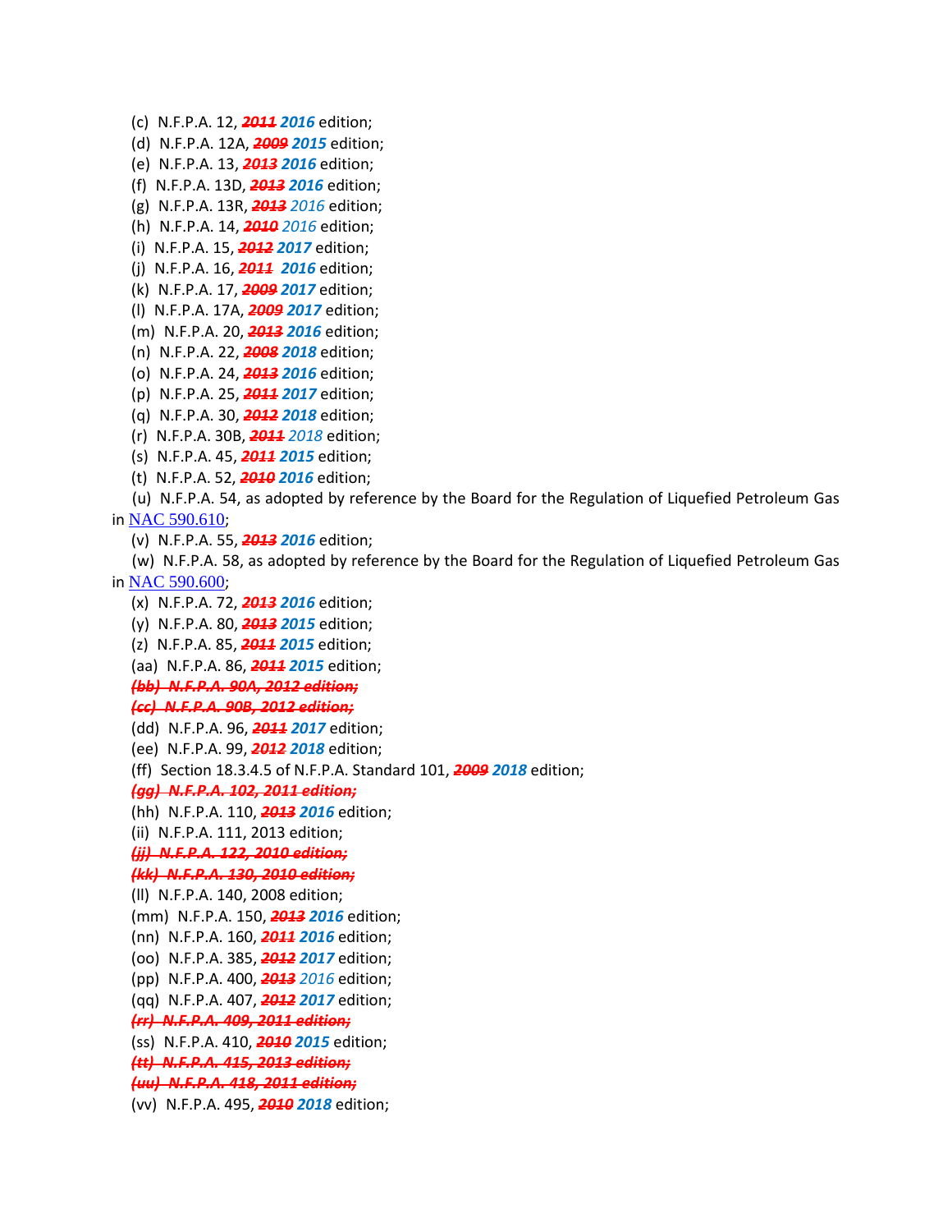(c) N.F.P.A. 12, ~~*2011*~~ ***2016*** edition;

(d) N.F.P.A. 12A, ~~*2009*~~ ***2015*** edition;

(e) N.F.P.A. 13, ~~*2013*~~ ***2016*** edition;

(f) N.F.P.A. 13D, ~~*2013*~~ ***2016*** edition;

(g) N.F.P.A. 13R, ~~*2013*~~ *2016* edition;

(h) N.F.P.A. 14, ~~*2010*~~ *2016* edition;

(i) N.F.P.A. 15, ~~*2012*~~ ***2017*** edition;

(j) N.F.P.A. 16, ~~*2011*~~ ***2016*** edition;

(k) N.F.P.A. 17, ~~*2009*~~ ***2017*** edition;

(l) N.F.P.A. 17A, ~~*2009*~~ ***2017*** edition;

(m) N.F.P.A. 20, ~~*2013*~~ ***2016*** edition;

(n) N.F.P.A. 22, ~~*2008*~~ ***2018*** edition;

(o) N.F.P.A. 24, ~~*2013*~~ ***2016*** edition;

(p) N.F.P.A. 25, ~~*2011*~~ ***2017*** edition;

(q) N.F.P.A. 30, ~~*2012*~~ ***2018*** edition;

(r) N.F.P.A. 30B, ~~*2011*~~ *2018* edition;

(s) N.F.P.A. 45, ~~*2011*~~ ***2015*** edition;

(t) N.F.P.A. 52, ~~*2010*~~ ***2016*** edition;

(u) N.F.P.A. 54, as adopted by reference by the Board for the Regulation of Liquefied Petroleum Gas in NAC 590.610;

(v) N.F.P.A. 55, ~~*2013*~~ ***2016*** edition;

(w) N.F.P.A. 58, as adopted by reference by the Board for the Regulation of Liquefied Petroleum Gas in NAC 590.600;

(x) N.F.P.A. 72, ~~*2013*~~ ***2016*** edition;

(y) N.F.P.A. 80, ~~*2013*~~ ***2015*** edition;

(z) N.F.P.A. 85, ~~*2011*~~ ***2015*** edition;

(aa) N.F.P.A. 86, ~~*2011*~~ ***2015*** edition;

~~***(bb) N.F.P.A. 90A, 2012 edition;***~~

~~***(cc) N.F.P.A. 90B, 2012 edition;***~~

(dd) N.F.P.A. 96, ~~*2011*~~ ***2017*** edition;

(ee) N.F.P.A. 99, ~~*2012*~~ ***2018*** edition;

(ff) Section 18.3.4.5 of N.F.P.A. Standard 101, ~~*2009*~~ ***2018*** edition;

~~***(gg) N.F.P.A. 102, 2011 edition;***~~

(hh) N.F.P.A. 110, ~~*2013*~~ ***2016*** edition;

(ii) N.F.P.A. 111, 2013 edition;

~~***(jj) N.F.P.A. 122, 2010 edition;***~~

~~***(kk) N.F.P.A. 130, 2010 edition;***~~

(ll) N.F.P.A. 140, 2008 edition;

(mm) N.F.P.A. 150, ~~*2013*~~ ***2016*** edition;

(nn) N.F.P.A. 160, ~~*2011*~~ ***2016*** edition;

(oo) N.F.P.A. 385, ~~*2012*~~ ***2017*** edition;

(pp) N.F.P.A. 400, ~~*2013*~~ *2016* edition;

(qq) N.F.P.A. 407, ~~*2012*~~ ***2017*** edition;

~~***(rr) N.F.P.A. 409, 2011 edition;***~~

(ss) N.F.P.A. 410, ~~*2010*~~ ***2015*** edition;

~~***(tt) N.F.P.A. 415, 2013 edition;***~~

~~***(uu) N.F.P.A. 418, 2011 edition;***~~

(vv) N.F.P.A. 495, ~~*2010*~~ ***2018*** edition;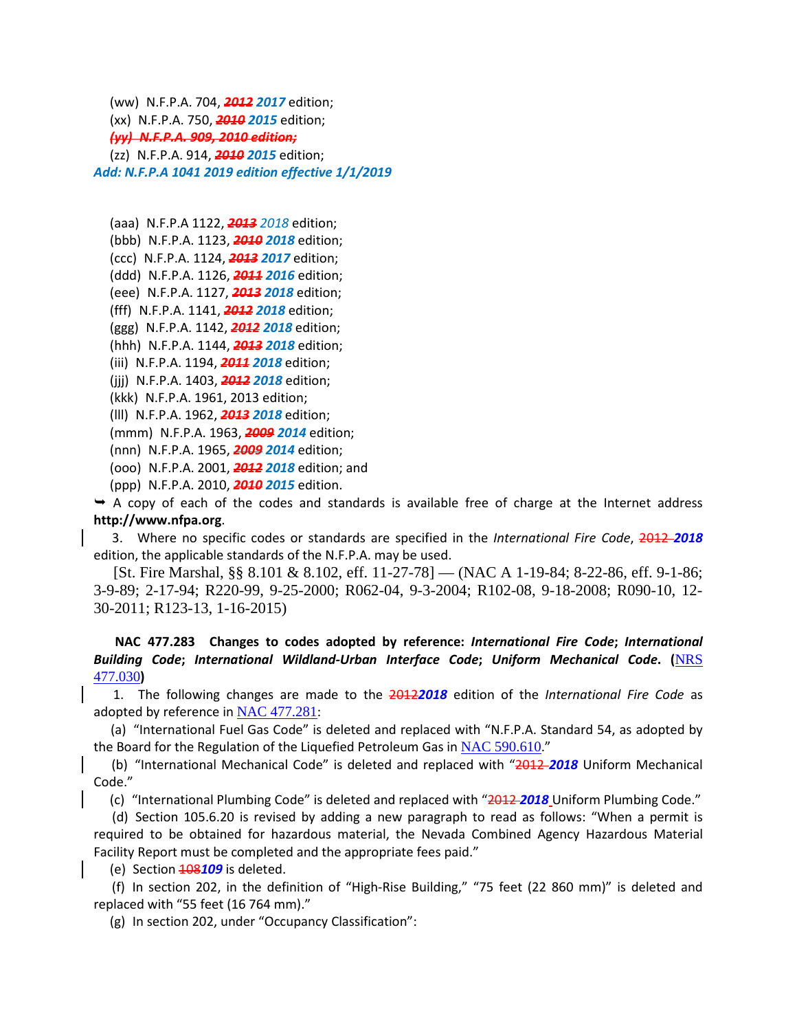(ww) N.F.P.A. 704, ~~***2012***~~ ***2017*** edition;

(xx) N.F.P.A. 750, ~~***2010***~~ ***2015*** edition;

~~***(yy) N.F.P.A. 909, 2010 edition;***~~

(zz) N.F.P.A. 914, ~~***2010***~~ ***2015*** edition;

***Add: N.F.P.A 1041 2019 edition effective 1/1/2019***

(aaa) N.F.P.A 1122, ~~***2013***~~ *2018* edition;

(bbb) N.F.P.A. 1123, ~~***2010***~~ ***2018*** edition;

(ccc) N.F.P.A. 1124, ~~***2013***~~ ***2017*** edition;

(ddd) N.F.P.A. 1126, ~~***2011***~~ ***2016*** edition;

(eee) N.F.P.A. 1127, ~~***2013***~~ ***2018*** edition;

(fff) N.F.P.A. 1141, ~~***2012***~~ ***2018*** edition;

(ggg) N.F.P.A. 1142, ~~***2012***~~ ***2018*** edition;

(hhh) N.F.P.A. 1144, ~~***2013***~~ ***2018*** edition;

(iii) N.F.P.A. 1194, ~~***2011***~~ ***2018*** edition;

(jjj) N.F.P.A. 1403, ~~***2012***~~ ***2018*** edition;

(kkk) N.F.P.A. 1961, 2013 edition;

(lll) N.F.P.A. 1962, ~~***2013***~~ ***2018*** edition;

(mmm) N.F.P.A. 1963, ~~***2009***~~ ***2014*** edition;

(nnn) N.F.P.A. 1965, ~~***2009***~~ ***2014*** edition;

(ooo) N.F.P.A. 2001, ~~***2012***~~ ***2018*** edition; and

(ppp) N.F.P.A. 2010, ~~***2010***~~ ***2015*** edition.

➥ A copy of each of the codes and standards is available free of charge at the Internet address **http://www.nfpa.org**.

3. Where no specific codes or standards are specified in the *International Fire Code*, ~~2012~~ ***2018*** edition, the applicable standards of the N.F.P.A. may be used.

[St. Fire Marshal, §§ 8.101 & 8.102, eff. 11-27-78] — (NAC A 1-19-84; 8-22-86, eff. 9-1-86; 3-9-89; 2-17-94; R220-99, 9-25-2000; R062-04, 9-3-2004; R102-08, 9-18-2008; R090-10, 12-30-2011; R123-13, 1-16-2015)

**NAC 477.283 Changes to codes adopted by reference: *International Fire Code*; *International Building Code*; *International Wildland-Urban Interface Code*; *Uniform Mechanical Code*. (**NRS 477.030**)**

1. The following changes are made to the ~~2012~~***2018*** edition of the *International Fire Code* as adopted by reference in NAC 477.281:

(a) "International Fuel Gas Code" is deleted and replaced with "N.F.P.A. Standard 54, as adopted by the Board for the Regulation of the Liquefied Petroleum Gas in NAC 590.610."

(b) "International Mechanical Code" is deleted and replaced with "~~2012~~ ***2018*** Uniform Mechanical Code."

(c) "International Plumbing Code" is deleted and replaced with "~~2012~~ ***2018*** Uniform Plumbing Code."

(d) Section 105.6.20 is revised by adding a new paragraph to read as follows: "When a permit is required to be obtained for hazardous material, the Nevada Combined Agency Hazardous Material Facility Report must be completed and the appropriate fees paid."

(e) Section ~~108~~***109*** is deleted.

(f) In section 202, in the definition of "High-Rise Building," "75 feet (22 860 mm)" is deleted and replaced with "55 feet (16 764 mm)."

(g) In section 202, under "Occupancy Classification":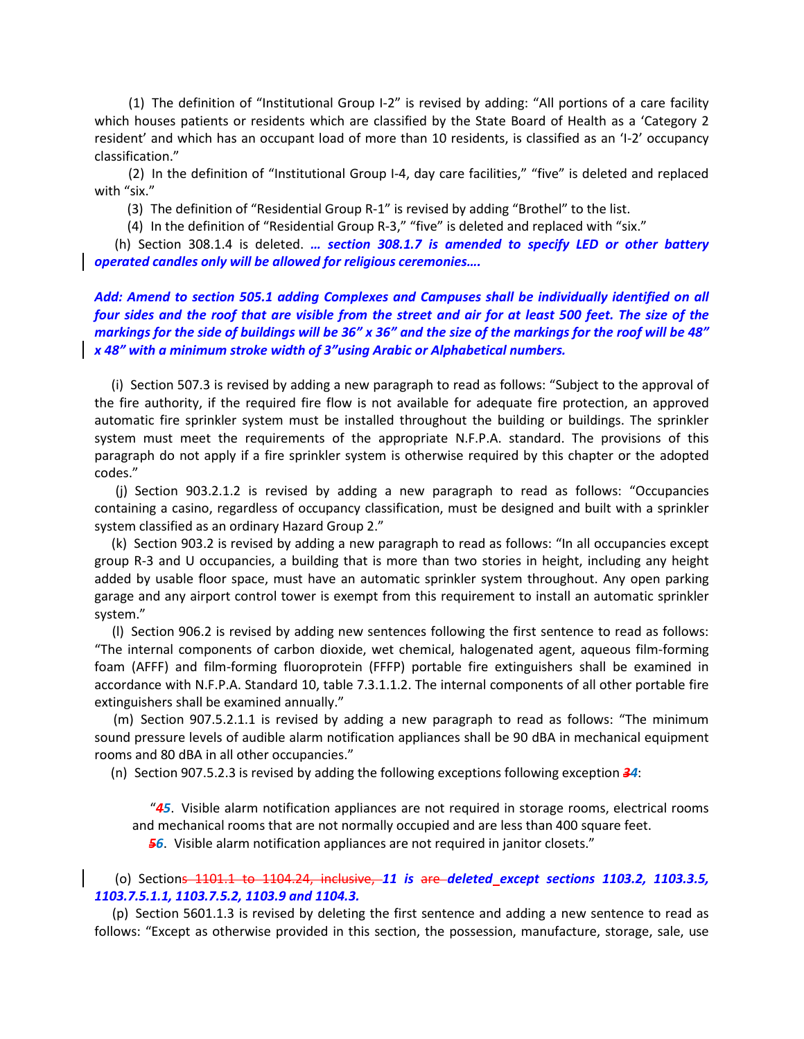(1) The definition of "Institutional Group I-2" is revised by adding: "All portions of a care facility which houses patients or residents which are classified by the State Board of Health as a 'Category 2 resident' and which has an occupant load of more than 10 residents, is classified as an 'I-2' occupancy classification."

(2) In the definition of "Institutional Group I-4, day care facilities," "five" is deleted and replaced with "six."

(3) The definition of "Residential Group R-1" is revised by adding "Brothel" to the list.

(4) In the definition of "Residential Group R-3," "five" is deleted and replaced with "six."

(h) Section 308.1.4 is deleted. ***… section 308.1.7 is amended to specify LED or other battery operated candles only will be allowed for religious ceremonies….***

***Add: Amend to section 505.1 adding Complexes and Campuses shall be individually identified on all four sides and the roof that are visible from the street and air for at least 500 feet. The size of the markings for the roof of buildings will be 36" x 36" and the size of the markings for the roof will be 48" x 48" with a minimum stroke width of 3"using Arabic or Alphabetical numbers.***

(i) Section 507.3 is revised by adding a new paragraph to read as follows: "Subject to the approval of the fire authority, if the required fire flow is not available for adequate fire protection, an approved automatic fire sprinkler system must be installed throughout the building or buildings. The sprinkler system must meet the requirements of the appropriate N.F.P.A. standard. The provisions of this paragraph do not apply if a fire sprinkler system is otherwise required by this chapter or the adopted codes."

(j) Section 903.2.1.2 is revised by adding a new paragraph to read as follows: "Occupancies containing a casino, regardless of occupancy classification, must be designed and built with a sprinkler system classified as an ordinary Hazard Group 2."

(k) Section 903.2 is revised by adding a new paragraph to read as follows: "In all occupancies except group R-3 and U occupancies, a building that is more than two stories in height, including any height added by usable floor space, must have an automatic sprinkler system throughout. Any open parking garage and any airport control tower is exempt from this requirement to install an automatic sprinkler system."

(l) Section 906.2 is revised by adding new sentences following the first sentence to read as follows: "The internal components of carbon dioxide, wet chemical, halogenated agent, aqueous film-forming foam (AFFF) and film-forming fluoroprotein (FFFP) portable fire extinguishers shall be examined in accordance with N.F.P.A. Standard 10, table 7.3.1.1.2. The internal components of all other portable fire extinguishers shall be examined annually."

(m) Section 907.5.2.1.1 is revised by adding a new paragraph to read as follows: "The minimum sound pressure levels of audible alarm notification appliances shall be 90 dBA in mechanical equipment rooms and 80 dBA in all other occupancies."

(n) Section 907.5.2.3 is revised by adding the following exceptions following exception ~~3~~***4***:

"~~4~~***5***. Visible alarm notification appliances are not required in storage rooms, electrical rooms and mechanical rooms that are not normally occupied and are less than 400 square feet.

~~5~~***6***. Visible alarm notification appliances are not required in janitor closets."

(o) Section~~s 1101.1 to 1104.24, inclusive,~~ ***11 is*** ~~are~~ ***deleted except sections 1103.2, 1103.3.5, 1103.7.5.1.1, 1103.7.5.2, 1103.9 and 1104.3.***

(p) Section 5601.1.3 is revised by deleting the first sentence and adding a new sentence to read as follows: "Except as otherwise provided in this section, the possession, manufacture, storage, sale, use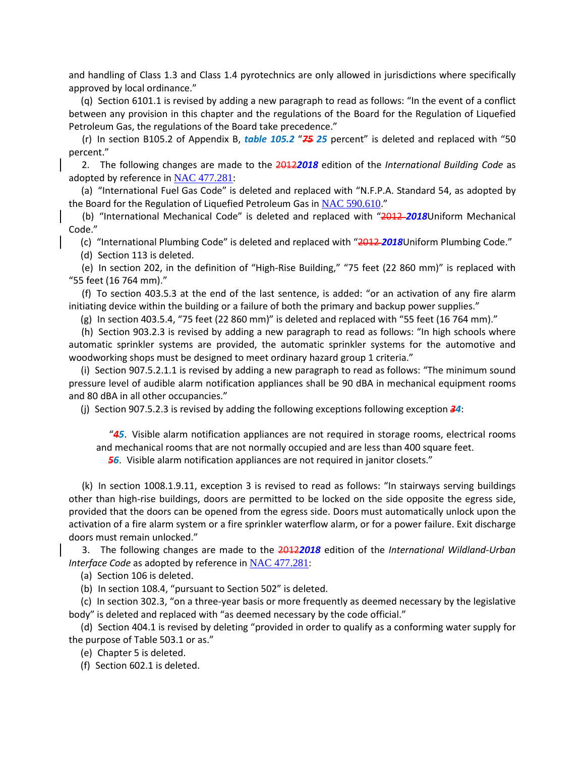and handling of Class 1.3 and Class 1.4 pyrotechnics are only allowed in jurisdictions where specifically approved by local ordinance."

(q) Section 6101.1 is revised by adding a new paragraph to read as follows: "In the event of a conflict between any provision in this chapter and the regulations of the Board for the Regulation of Liquefied Petroleum Gas, the regulations of the Board take precedence."

(r) In section B105.2 of Appendix B, ***table 105.2*** "~~75~~ ***25*** percent" is deleted and replaced with "50 percent."

2. The following changes are made to the ~~2012~~***2018*** edition of the *International Building Code* as adopted by reference in NAC 477.281:

(a) "International Fuel Gas Code" is deleted and replaced with "N.F.P.A. Standard 54, as adopted by the Board for the Regulation of Liquefied Petroleum Gas in NAC 590.610."

(b) "International Mechanical Code" is deleted and replaced with "~~2012~~ ***2018***Uniform Mechanical Code."

(c) "International Plumbing Code" is deleted and replaced with "~~2012~~ ***2018***Uniform Plumbing Code."

(d) Section 113 is deleted.

(e) In section 202, in the definition of "High-Rise Building," "75 feet (22 860 mm)" is replaced with "55 feet (16 764 mm)."

(f) To section 403.5.3 at the end of the last sentence, is added: "or an activation of any fire alarm initiating device within the building or a failure of both the primary and backup power supplies."

(g) In section 403.5.4, "75 feet (22 860 mm)" is deleted and replaced with "55 feet (16 764 mm)."

(h) Section 903.2.3 is revised by adding a new paragraph to read as follows: "In high schools where automatic sprinkler systems are provided, the automatic sprinkler systems for the automotive and woodworking shops must be designed to meet ordinary hazard group 1 criteria."

(i) Section 907.5.2.1.1 is revised by adding a new paragraph to read as follows: "The minimum sound pressure level of audible alarm notification appliances shall be 90 dBA in mechanical equipment rooms and 80 dBA in all other occupancies."

(j) Section 907.5.2.3 is revised by adding the following exceptions following exception ~~3~~***4***:

"~~4~~***5***. Visible alarm notification appliances are not required in storage rooms, electrical rooms and mechanical rooms that are not normally occupied and are less than 400 square feet.

~~5~~***6***. Visible alarm notification appliances are not required in janitor closets."

(k) In section 1008.1.9.11, exception 3 is revised to read as follows: "In stairways serving buildings other than high-rise buildings, doors are permitted to be locked on the side opposite the egress side, provided that the doors can be opened from the egress side. Doors must automatically unlock upon the activation of a fire alarm system or a fire sprinkler waterflow alarm, or for a power failure. Exit discharge doors must remain unlocked."

3. The following changes are made to the ~~2012~~***2018*** edition of the *International Wildland-Urban Interface Code* as adopted by reference in NAC 477.281:

(a) Section 106 is deleted.

(b) In section 108.4, "pursuant to Section 502" is deleted.

(c) In section 302.3, "on a three-year basis or more frequently as deemed necessary by the legislative body" is deleted and replaced with "as deemed necessary by the code official."

(d) Section 404.1 is revised by deleting "provided in order to qualify as a conforming water supply for the purpose of Table 503.1 or as."

(e) Chapter 5 is deleted.

(f) Section 602.1 is deleted.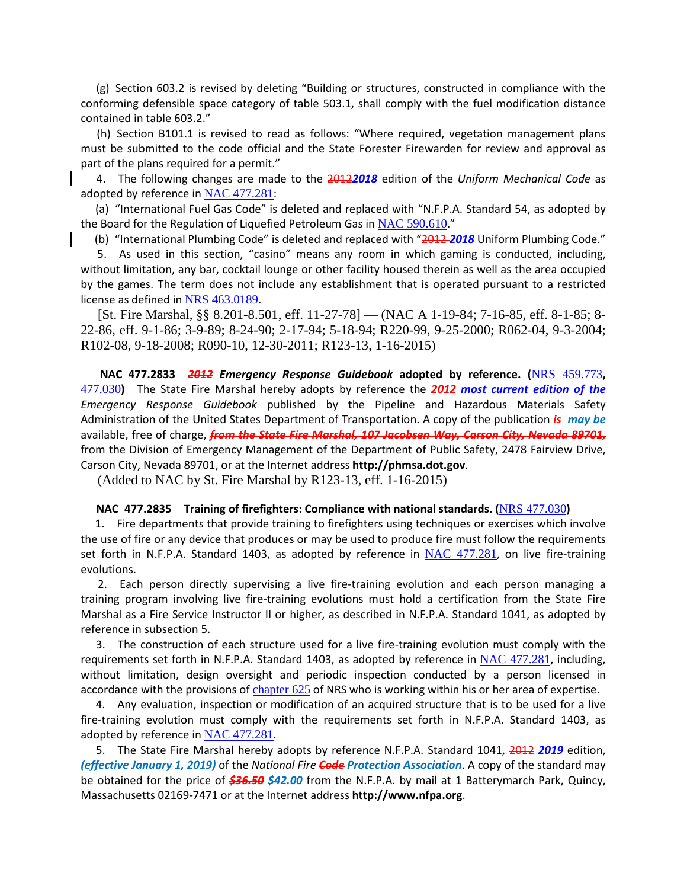(g) Section 603.2 is revised by deleting "Building or structures, constructed in compliance with the conforming defensible space category of table 503.1, shall comply with the fuel modification distance contained in table 603.2."

(h) Section B101.1 is revised to read as follows: "Where required, vegetation management plans must be submitted to the code official and the State Forester Firewarden for review and approval as part of the plans required for a permit."

4. The following changes are made to the ~~2012~~ ***2018*** edition of the *Uniform Mechanical Code* as adopted by reference in NAC 477.281:

(a) "International Fuel Gas Code" is deleted and replaced with "N.F.P.A. Standard 54, as adopted by the Board for the Regulation of Liquefied Petroleum Gas in NAC 590.610."

(b) "International Plumbing Code" is deleted and replaced with "~~2012~~ ***2018*** Uniform Plumbing Code."

5. As used in this section, "casino" means any room in which gaming is conducted, including, without limitation, any bar, cocktail lounge or other facility housed therein as well as the area occupied by the games. The term does not include any establishment that is operated pursuant to a restricted license as defined in NRS 463.0189.

[St. Fire Marshal, §§ 8.201-8.501, eff. 11-27-78] — (NAC A 1-19-84; 7-16-85, eff. 8-1-85; 8-22-86, eff. 9-1-86; 3-9-89; 8-24-90; 2-17-94; 5-18-94; R220-99, 9-25-2000; R062-04, 9-3-2004; R102-08, 9-18-2008; R090-10, 12-30-2011; R123-13, 1-16-2015)

**NAC 477.2833 *~~2012~~ Emergency Response Guidebook* adopted by reference. (NRS 459.773, 477.030)** The State Fire Marshal hereby adopts by reference the ***~~2012~~ most current edition of the*** *Emergency Response Guidebook* published by the Pipeline and Hazardous Materials Safety Administration of the United States Department of Transportation. A copy of the publication ***~~is~~ may be*** available, free of charge, ***~~from the State Fire Marshal, 107 Jacobsen Way, Carson City, Nevada 89701,~~*** from the Division of Emergency Management of the Department of Public Safety, 2478 Fairview Drive, Carson City, Nevada 89701, or at the Internet address **http://phmsa.dot.gov**.

(Added to NAC by St. Fire Marshal by R123-13, eff. 1-16-2015)

**NAC 477.2835 Training of firefighters: Compliance with national standards. (NRS 477.030)**

1. Fire departments that provide training to firefighters using techniques or exercises which involve the use of fire or any device that produces or may be used to produce fire must follow the requirements set forth in N.F.P.A. Standard 1403, as adopted by reference in NAC 477.281, on live fire-training evolutions.

2. Each person directly supervising a live fire-training evolution and each person managing a training program involving live fire-training evolutions must hold a certification from the State Fire Marshal as a Fire Service Instructor II or higher, as described in N.F.P.A. Standard 1041, as adopted by reference in subsection 5.

3. The construction of each structure used for a live fire-training evolution must comply with the requirements set forth in N.F.P.A. Standard 1403, as adopted by reference in NAC 477.281, including, without limitation, design oversight and periodic inspection conducted by a person licensed in accordance with the provisions of chapter 625 of NRS who is working within his or her area of expertise.

4. Any evaluation, inspection or modification of an acquired structure that is to be used for a live fire-training evolution must comply with the requirements set forth in N.F.P.A. Standard 1403, as adopted by reference in NAC 477.281.

5. The State Fire Marshal hereby adopts by reference N.F.P.A. Standard 1041, ~~2012~~ ***2019*** edition, ***(effective January 1, 2019)*** of the *National Fire* ***~~Code~~ Protection Association***. A copy of the standard may be obtained for the price of ***~~$36.50~~ $42.00*** from the N.F.P.A. by mail at 1 Batterymarch Park, Quincy, Massachusetts 02169-7471 or at the Internet address **http://www.nfpa.org**.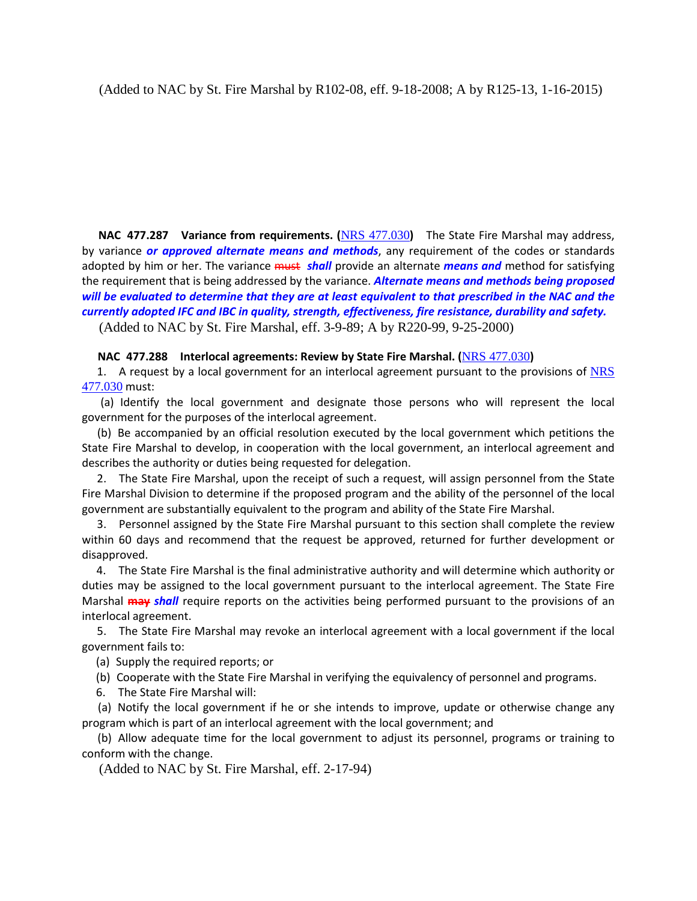(Added to NAC by St. Fire Marshal by R102-08, eff. 9-18-2008; A by R125-13, 1-16-2015)

**NAC 477.287 Variance from requirements. (**NRS 477.030**)** The State Fire Marshal may address, by variance ***or approved alternate means and methods***, any requirement of the codes or standards adopted by him or her. The variance ~~must~~ ***shall*** provide an alternate ***means and*** method for satisfying the requirement that is being addressed by the variance. ***Alternate means and methods being proposed will be evaluated to determine that they are at least equivalent to that prescribed in the NAC and the currently adopted IFC and IBC in quality, strength, effectiveness, fire resistance, durability and safety.***

(Added to NAC by St. Fire Marshal, eff. 3-9-89; A by R220-99, 9-25-2000)

**NAC 477.288 Interlocal agreements: Review by State Fire Marshal. (**NRS 477.030**)**

1. A request by a local government for an interlocal agreement pursuant to the provisions of NRS 477.030 must:

(a) Identify the local government and designate those persons who will represent the local government for the purposes of the interlocal agreement.

(b) Be accompanied by an official resolution executed by the local government which petitions the State Fire Marshal to develop, in cooperation with the local government, an interlocal agreement and describes the authority or duties being requested for delegation.

2. The State Fire Marshal, upon the receipt of such a request, will assign personnel from the State Fire Marshal Division to determine if the proposed program and the ability of the personnel of the local government are substantially equivalent to the program and ability of the State Fire Marshal.

3. Personnel assigned by the State Fire Marshal pursuant to this section shall complete the review within 60 days and recommend that the request be approved, returned for further development or disapproved.

4. The State Fire Marshal is the final administrative authority and will determine which authority or duties may be assigned to the local government pursuant to the interlocal agreement. The State Fire Marshal ~~**may**~~ ***shall*** require reports on the activities being performed pursuant to the provisions of an interlocal agreement.

5. The State Fire Marshal may revoke an interlocal agreement with a local government if the local government fails to:

(a) Supply the required reports; or

(b) Cooperate with the State Fire Marshal in verifying the equivalency of personnel and programs.

6. The State Fire Marshal will:

(a) Notify the local government if he or she intends to improve, update or otherwise change any program which is part of an interlocal agreement with the local government; and

(b) Allow adequate time for the local government to adjust its personnel, programs or training to conform with the change.

(Added to NAC by St. Fire Marshal, eff. 2-17-94)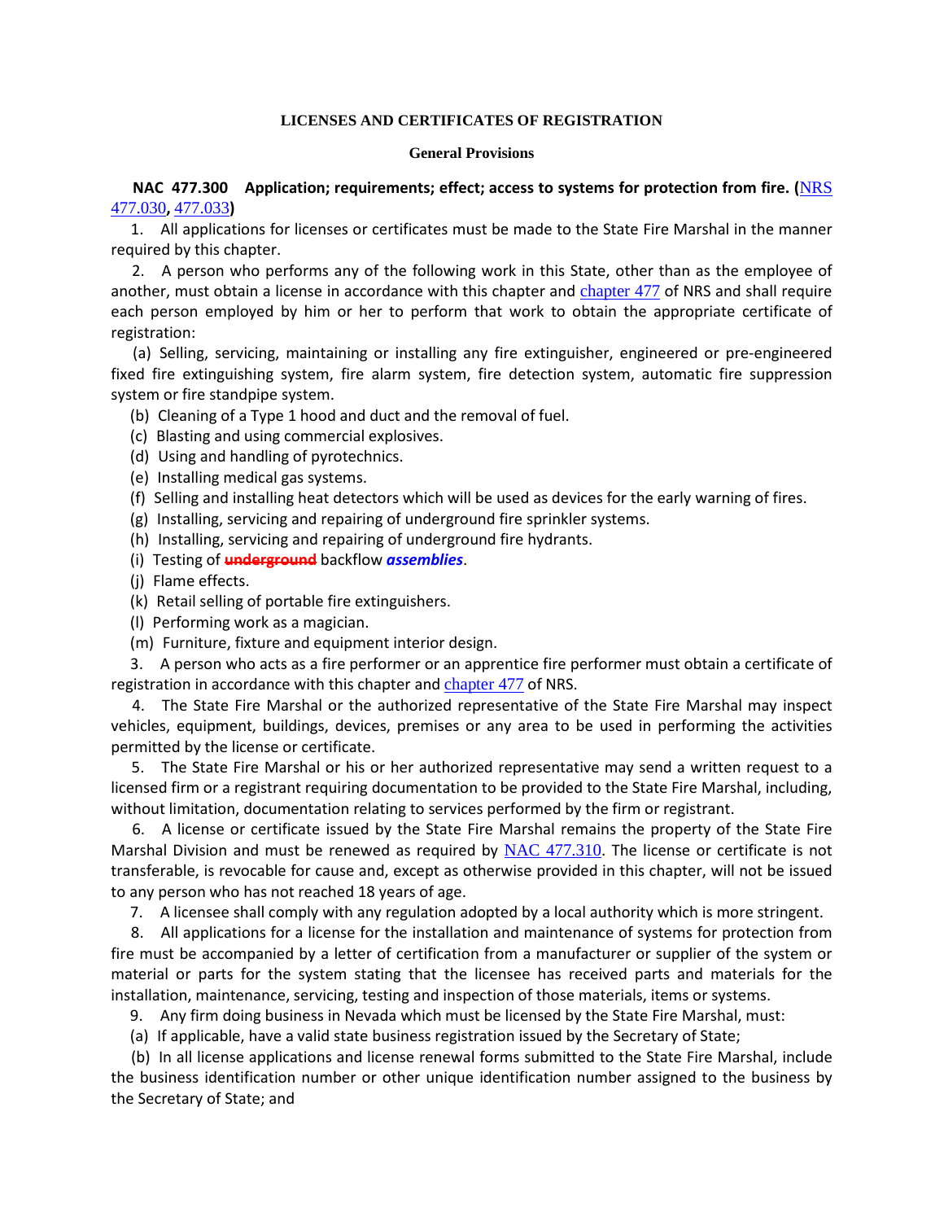**LICENSES AND CERTIFICATES OF REGISTRATION**

**General Provisions**

**NAC 477.300 Application; requirements; effect; access to systems for protection from fire. (**NRS 477.030**,** 477.033**)**

1. All applications for licenses or certificates must be made to the State Fire Marshal in the manner required by this chapter.

2. A person who performs any of the following work in this State, other than as the employee of another, must obtain a license in accordance with this chapter and chapter 477 of NRS and shall require each person employed by him or her to perform that work to obtain the appropriate certificate of registration:

(a) Selling, servicing, maintaining or installing any fire extinguisher, engineered or pre-engineered fixed fire extinguishing system, fire alarm system, fire detection system, automatic fire suppression system or fire standpipe system.

(b) Cleaning of a Type 1 hood and duct and the removal of fuel.

(c) Blasting and using commercial explosives.

(d) Using and handling of pyrotechnics.

(e) Installing medical gas systems.

(f) Selling and installing heat detectors which will be used as devices for the early warning of fires.

(g) Installing, servicing and repairing of underground fire sprinkler systems.

(h) Installing, servicing and repairing of underground fire hydrants.

(i) Testing of ~~**underground**~~ backflow ***assemblies***.

(j) Flame effects.

(k) Retail selling of portable fire extinguishers.

(l) Performing work as a magician.

(m) Furniture, fixture and equipment interior design.

3. A person who acts as a fire performer or an apprentice fire performer must obtain a certificate of registration in accordance with this chapter and chapter 477 of NRS.

4. The State Fire Marshal or the authorized representative of the State Fire Marshal may inspect vehicles, equipment, buildings, devices, premises or any area to be used in performing the activities permitted by the license or certificate.

5. The State Fire Marshal or his or her authorized representative may send a written request to a licensed firm or a registrant requiring documentation to be provided to the State Fire Marshal, including, without limitation, documentation relating to services performed by the firm or registrant.

6. A license or certificate issued by the State Fire Marshal remains the property of the State Fire Marshal Division and must be renewed as required by NAC 477.310. The license or certificate is not transferable, is revocable for cause and, except as otherwise provided in this chapter, will not be issued to any person who has not reached 18 years of age.

7. A licensee shall comply with any regulation adopted by a local authority which is more stringent.

8. All applications for a license for the installation and maintenance of systems for protection from fire must be accompanied by a letter of certification from a manufacturer or supplier of the system or material or parts for the system stating that the licensee has received parts and materials for the installation, maintenance, servicing, testing and inspection of those materials, items or systems.

9. Any firm doing business in Nevada which must be licensed by the State Fire Marshal, must:

(a) If applicable, have a valid state business registration issued by the Secretary of State;

(b) In all license applications and license renewal forms submitted to the State Fire Marshal, include the business identification number or other unique identification number assigned to the business by the Secretary of State; and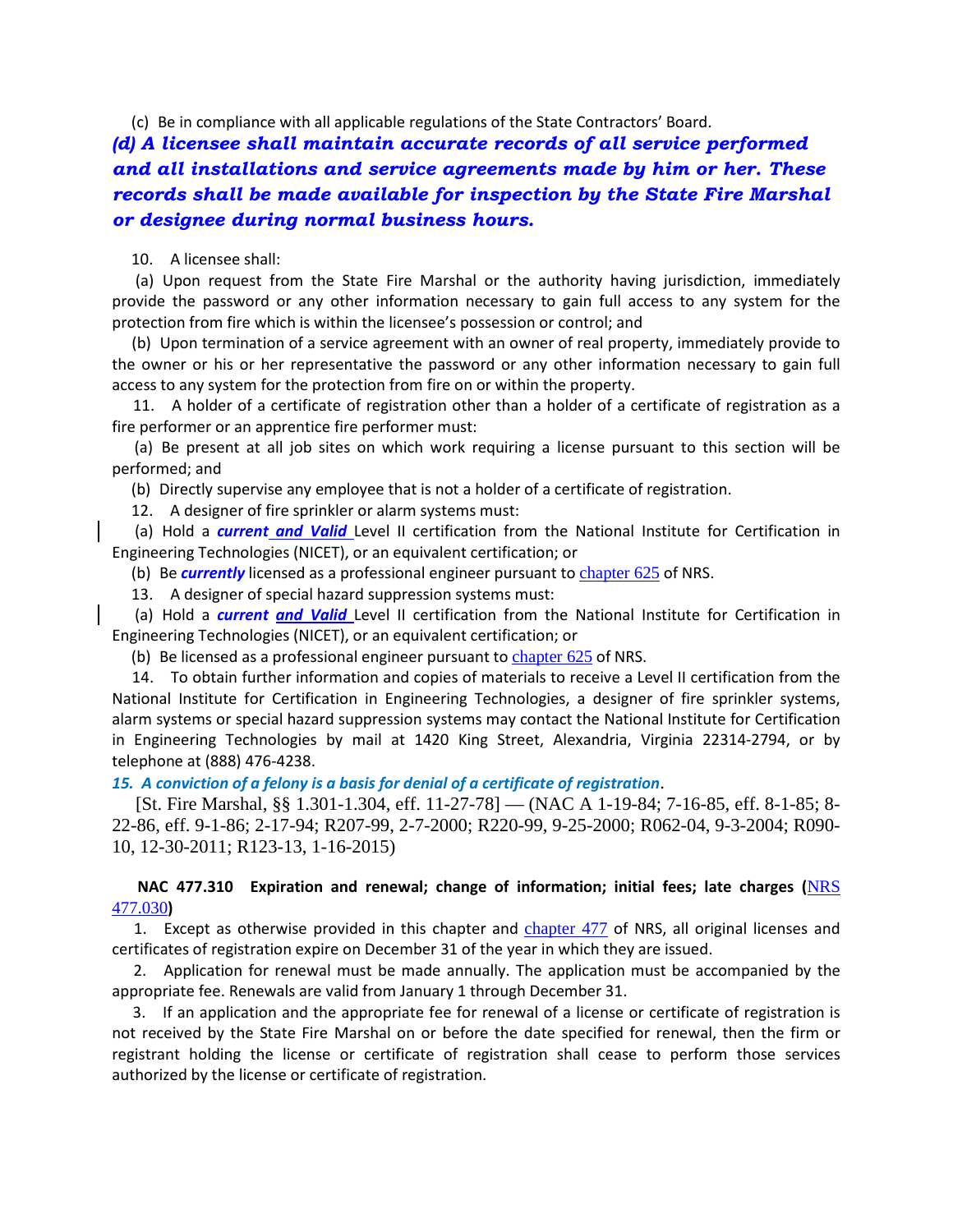(c) Be in compliance with all applicable regulations of the State Contractors' Board.

***(d) A licensee shall maintain accurate records of all service performed and all installations and service agreements made by him or her. These records shall be made available for inspection by the State Fire Marshal or designee during normal business hours.***

10. A licensee shall:

(a) Upon request from the State Fire Marshal or the authority having jurisdiction, immediately provide the password or any other information necessary to gain full access to any system for the protection from fire which is within the licensee's possession or control; and

(b) Upon termination of a service agreement with an owner of real property, immediately provide to the owner or his or her representative the password or any other information necessary to gain full access to any system for the protection from fire on or within the property.

11. A holder of a certificate of registration other than a holder of a certificate of registration as a fire performer or an apprentice fire performer must:

(a) Be present at all job sites on which work requiring a license pursuant to this section will be performed; and

(b) Directly supervise any employee that is not a holder of a certificate of registration.

12. A designer of fire sprinkler or alarm systems must:

(a) Hold a ***current and Valid*** Level II certification from the National Institute for Certification in Engineering Technologies (NICET), or an equivalent certification; or

(b) Be ***currently*** licensed as a professional engineer pursuant to chapter 625 of NRS.

13. A designer of special hazard suppression systems must:

(a) Hold a ***current and Valid*** Level II certification from the National Institute for Certification in Engineering Technologies (NICET), or an equivalent certification; or

(b) Be licensed as a professional engineer pursuant to chapter 625 of NRS.

14. To obtain further information and copies of materials to receive a Level II certification from the National Institute for Certification in Engineering Technologies, a designer of fire sprinkler systems, alarm systems or special hazard suppression systems may contact the National Institute for Certification in Engineering Technologies by mail at 1420 King Street, Alexandria, Virginia 22314-2794, or by telephone at (888) 476-4238.

***15. A conviction of a felony is a basis for denial of a certificate of registration***.

[St. Fire Marshal, §§ 1.301-1.304, eff. 11-27-78] — (NAC A 1-19-84; 7-16-85, eff. 8-1-85; 8-22-86, eff. 9-1-86; 2-17-94; R207-99, 2-7-2000; R220-99, 9-25-2000; R062-04, 9-3-2004; R090-10, 12-30-2011; R123-13, 1-16-2015)

**NAC 477.310 Expiration and renewal; change of information; initial fees; late charges (NRS 477.030)**

1. Except as otherwise provided in this chapter and chapter 477 of NRS, all original licenses and certificates of registration expire on December 31 of the year in which they are issued.

2. Application for renewal must be made annually. The application must be accompanied by the appropriate fee. Renewals are valid from January 1 through December 31.

3. If an application and the appropriate fee for renewal of a license or certificate of registration is not received by the State Fire Marshal on or before the date specified for renewal, then the firm or registrant holding the license or certificate of registration shall cease to perform those services authorized by the license or certificate of registration.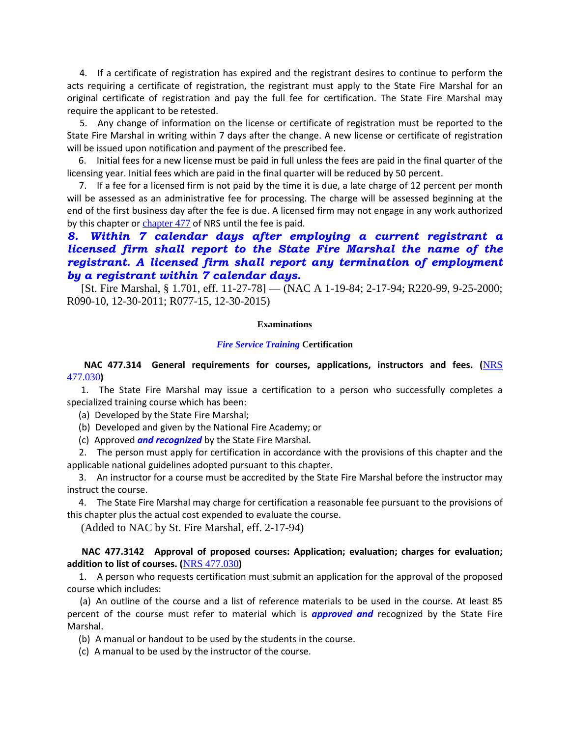4. If a certificate of registration has expired and the registrant desires to continue to perform the acts requiring a certificate of registration, the registrant must apply to the State Fire Marshal for an original certificate of registration and pay the full fee for certification. The State Fire Marshal may require the applicant to be retested.

5. Any change of information on the license or certificate of registration must be reported to the State Fire Marshal in writing within 7 days after the change. A new license or certificate of registration will be issued upon notification and payment of the prescribed fee.

6. Initial fees for a new license must be paid in full unless the fees are paid in the final quarter of the licensing year. Initial fees which are paid in the final quarter will be reduced by 50 percent.

7. If a fee for a licensed firm is not paid by the time it is due, a late charge of 12 percent per month will be assessed as an administrative fee for processing. The charge will be assessed beginning at the end of the first business day after the fee is due. A licensed firm may not engage in any work authorized by this chapter or chapter 477 of NRS until the fee is paid.

***8. Within 7 calendar days after employing a current registrant a licensed firm shall report to the State Fire Marshal the name of the registrant. A licensed firm shall report any termination of employment by a registrant within 7 calendar days.***

[St. Fire Marshal, § 1.701, eff. 11-27-78] — (NAC A 1-19-84; 2-17-94; R220-99, 9-25-2000; R090-10, 12-30-2011; R077-15, 12-30-2015)

**Examinations**

***Fire Service Training*** **Certification**

**NAC 477.314 General requirements for courses, applications, instructors and fees. (NRS 477.030)**

1. The State Fire Marshal may issue a certification to a person who successfully completes a specialized training course which has been:

(a) Developed by the State Fire Marshal;

(b) Developed and given by the National Fire Academy; or

(c) Approved ***and recognized*** by the State Fire Marshal.

2. The person must apply for certification in accordance with the provisions of this chapter and the applicable national guidelines adopted pursuant to this chapter.

3. An instructor for a course must be accredited by the State Fire Marshal before the instructor may instruct the course.

4. The State Fire Marshal may charge for certification a reasonable fee pursuant to the provisions of this chapter plus the actual cost expended to evaluate the course.

(Added to NAC by St. Fire Marshal, eff. 2-17-94)

**NAC 477.3142 Approval of proposed courses: Application; evaluation; charges for evaluation; addition to list of courses. (NRS 477.030)**

1. A person who requests certification must submit an application for the approval of the proposed course which includes:

(a) An outline of the course and a list of reference materials to be used in the course. At least 85 percent of the course must refer to material which is ***approved and*** recognized by the State Fire Marshal.

(b) A manual or handout to be used by the students in the course.

(c) A manual to be used by the instructor of the course.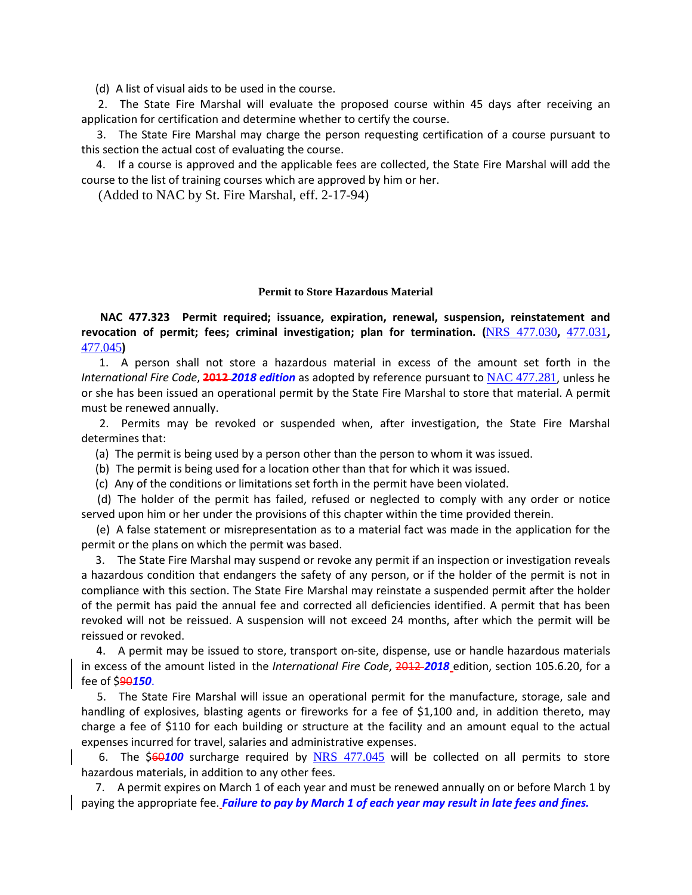(d) A list of visual aids to be used in the course.

2. The State Fire Marshal will evaluate the proposed course within 45 days after receiving an application for certification and determine whether to certify the course.

3. The State Fire Marshal may charge the person requesting certification of a course pursuant to this section the actual cost of evaluating the course.

4. If a course is approved and the applicable fees are collected, the State Fire Marshal will add the course to the list of training courses which are approved by him or her.

(Added to NAC by St. Fire Marshal, eff. 2-17-94)

**Permit to Store Hazardous Material**

**NAC 477.323 Permit required; issuance, expiration, renewal, suspension, reinstatement and revocation of permit; fees; criminal investigation; plan for termination. (**NRS 477.030**,** 477.031**,** 477.045**)**

1. A person shall not store a hazardous material in excess of the amount set forth in the *International Fire Code*, ~~**2012**~~ ***2018 edition*** as adopted by reference pursuant to NAC 477.281, unless he or she has been issued an operational permit by the State Fire Marshal to store that material. A permit must be renewed annually.

2. Permits may be revoked or suspended when, after investigation, the State Fire Marshal determines that:

(a) The permit is being used by a person other than the person to whom it was issued.

(b) The permit is being used for a location other than that for which it was issued.

(c) Any of the conditions or limitations set forth in the permit have been violated.

(d) The holder of the permit has failed, refused or neglected to comply with any order or notice served upon him or her under the provisions of this chapter within the time provided therein.

(e) A false statement or misrepresentation as to a material fact was made in the application for the permit or the plans on which the permit was based.

3. The State Fire Marshal may suspend or revoke any permit if an inspection or investigation reveals a hazardous condition that endangers the safety of any person, or if the holder of the permit is not in compliance with this section. The State Fire Marshal may reinstate a suspended permit after the holder of the permit has paid the annual fee and corrected all deficiencies identified. A permit that has been revoked will not be reissued. A suspension will not exceed 24 months, after which the permit will be reissued or revoked.

4. A permit may be issued to store, transport on-site, dispense, use or handle hazardous materials in excess of the amount listed in the *International Fire Code*, ~~2012~~ ***2018*** edition, section 105.6.20, for a fee of $~~90~~***150***.

5. The State Fire Marshal will issue an operational permit for the manufacture, storage, sale and handling of explosives, blasting agents or fireworks for a fee of $1,100 and, in addition thereto, may charge a fee of $110 for each building or structure at the facility and an amount equal to the actual expenses incurred for travel, salaries and administrative expenses.

6. The $~~60~~***100*** surcharge required by NRS 477.045 will be collected on all permits to store hazardous materials, in addition to any other fees.

7. A permit expires on March 1 of each year and must be renewed annually on or before March 1 by paying the appropriate fee. ***Failure to pay by March 1 of each year may result in late fees and fines.***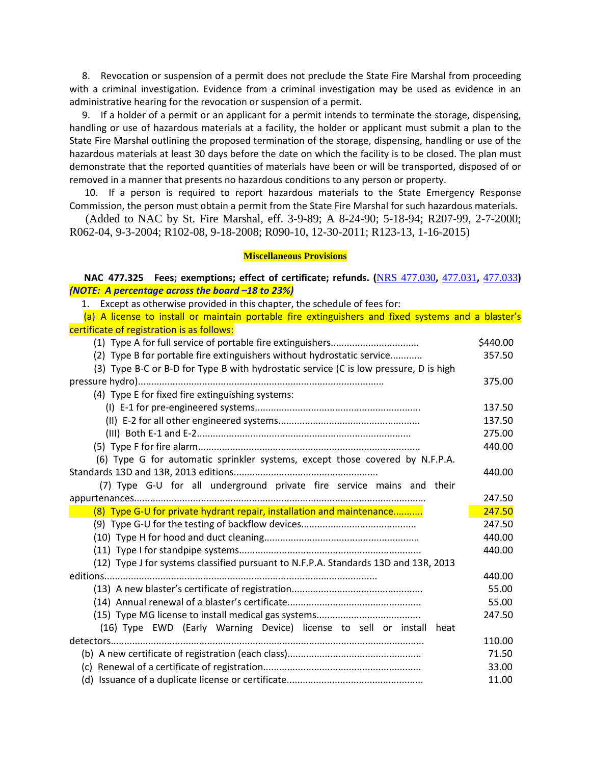8. Revocation or suspension of a permit does not preclude the State Fire Marshal from proceeding with a criminal investigation. Evidence from a criminal investigation may be used as evidence in an administrative hearing for the revocation or suspension of a permit.

9. If a holder of a permit or an applicant for a permit intends to terminate the storage, dispensing, handling or use of hazardous materials at a facility, the holder or applicant must submit a plan to the State Fire Marshal outlining the proposed termination of the storage, dispensing, handling or use of the hazardous materials at least 30 days before the date on which the facility is to be closed. The plan must demonstrate that the reported quantities of materials have been or will be transported, disposed of or removed in a manner that presents no hazardous conditions to any person or property.

10. If a person is required to report hazardous materials to the State Emergency Response Commission, the person must obtain a permit from the State Fire Marshal for such hazardous materials.

(Added to NAC by St. Fire Marshal, eff. 3-9-89; A 8-24-90; 5-18-94; R207-99, 2-7-2000; R062-04, 9-3-2004; R102-08, 9-18-2008; R090-10, 12-30-2011; R123-13, 1-16-2015)

**Miscellaneous Provisions**

**NAC 477.325 Fees; exemptions; effect of certificate; refunds. (NRS 477.030, 477.031, 477.033)** ***(NOTE: A percentage across the board –18 to 23%)***

1. Except as otherwise provided in this chapter, the schedule of fees for:

(a) A license to install or maintain portable fire extinguishers and fixed systems and a blaster's certificate of registration is as follows:

| | |
|---|---|
| (1) Type A for full service of portable fire extinguishers | $440.00 |
| (2) Type B for portable fire extinguishers without hydrostatic service | 357.50 |
| (3) Type B-C or B-D for Type B with hydrostatic service (C is low pressure, D is high pressure hydro) | 375.00 |
| (4) Type E for fixed fire extinguishing systems: | |
| (I) E-1 for pre-engineered systems | 137.50 |
| (II) E-2 for all other engineered systems | 137.50 |
| (III) Both E-1 and E-2 | 275.00 |
| (5) Type F for fire alarm | 440.00 |
| (6) Type G for automatic sprinkler systems, except those covered by N.F.P.A. Standards 13D and 13R, 2013 editions | 440.00 |
| (7) Type G-U for all underground private fire service mains and their appurtenances | 247.50 |
| (8) Type G-U for private hydrant repair, installation and maintenance | 247.50 |
| (9) Type G-U for the testing of backflow devices | 247.50 |
| (10) Type H for hood and duct cleaning | 440.00 |
| (11) Type I for standpipe systems | 440.00 |
| (12) Type J for systems classified pursuant to N.F.P.A. Standards 13D and 13R, 2013 editions | 440.00 |
| (13) A new blaster's certificate of registration | 55.00 |
| (14) Annual renewal of a blaster's certificate | 55.00 |
| (15) Type MG license to install medical gas systems | 247.50 |
| (16) Type EWD (Early Warning Device) license to sell or install heat detectors | 110.00 |
| (b) A new certificate of registration (each class) | 71.50 |
| (c) Renewal of a certificate of registration | 33.00 |
| (d) Issuance of a duplicate license or certificate | 11.00 |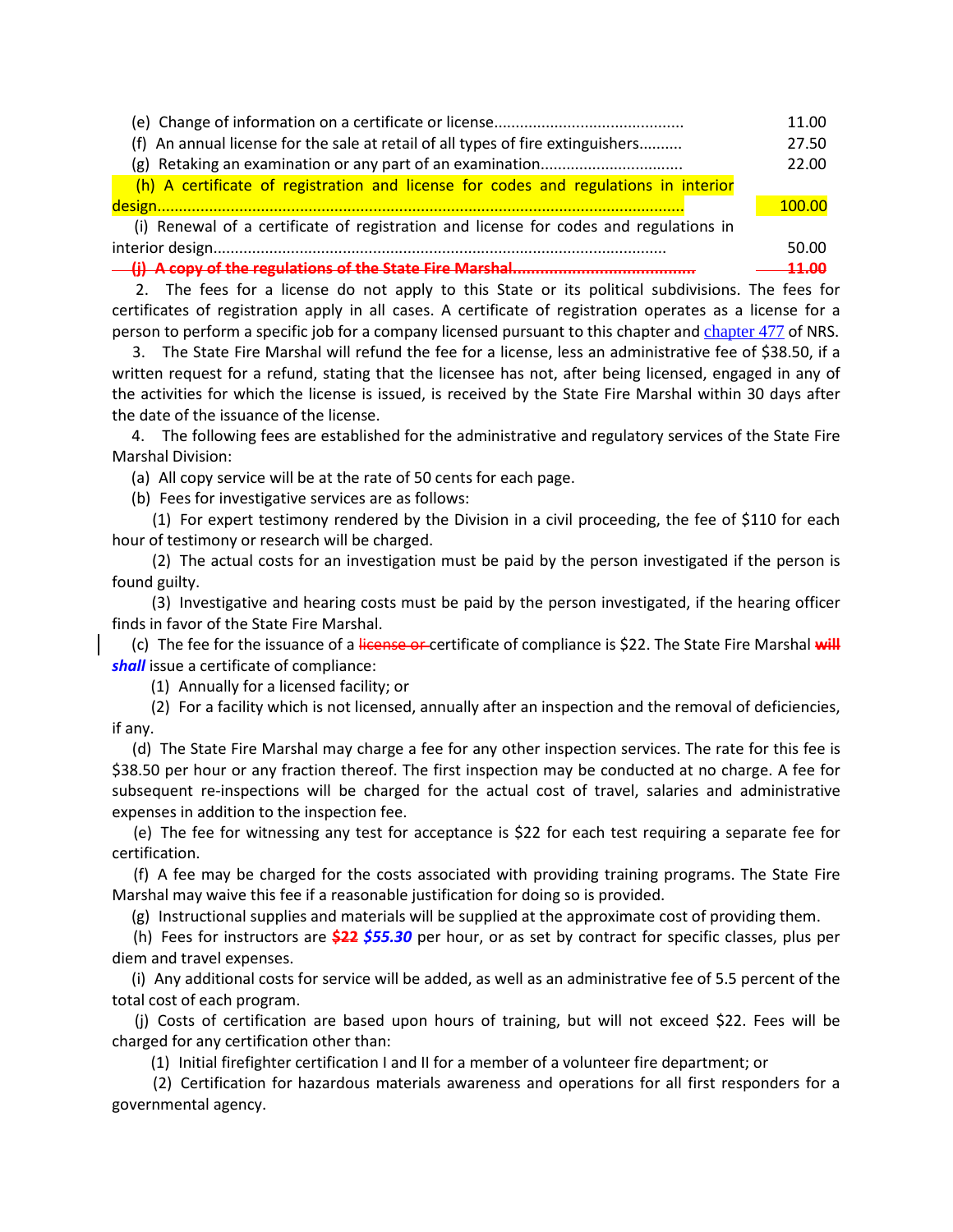(e) Change of information on a certificate or license............................................ 11.00

(f) An annual license for the sale at retail of all types of fire extinguishers.......... 27.50

(g) Retaking an examination or any part of an examination................................ 22.00

(h) A certificate of registration and license for codes and regulations in interior design......................................................................................................................... 100.00

(i) Renewal of a certificate of registration and license for codes and regulations in interior design......................................................................................................... 50.00

~~(j) A copy of the regulations of the State Fire Marshal........................................ 11.00~~

2. The fees for a license do not apply to this State or its political subdivisions. The fees for certificates of registration apply in all cases. A certificate of registration operates as a license for a person to perform a specific job for a company licensed pursuant to this chapter and chapter 477 of NRS.

3. The State Fire Marshal will refund the fee for a license, less an administrative fee of $38.50, if a written request for a refund, stating that the licensee has not, after being licensed, engaged in any of the activities for which the license is issued, is received by the State Fire Marshal within 30 days after the date of the issuance of the license.

4. The following fees are established for the administrative and regulatory services of the State Fire Marshal Division:

(a) All copy service will be at the rate of 50 cents for each page.

(b) Fees for investigative services are as follows:

(1) For expert testimony rendered by the Division in a civil proceeding, the fee of $110 for each hour of testimony or research will be charged.

(2) The actual costs for an investigation must be paid by the person investigated if the person is found guilty.

(3) Investigative and hearing costs must be paid by the person investigated, if the hearing officer finds in favor of the State Fire Marshal.

(c) The fee for the issuance of a ~~license or~~ certificate of compliance is $22. The State Fire Marshal ~~will~~ ***shall*** issue a certificate of compliance:

(1) Annually for a licensed facility; or

(2) For a facility which is not licensed, annually after an inspection and the removal of deficiencies, if any.

(d) The State Fire Marshal may charge a fee for any other inspection services. The rate for this fee is $38.50 per hour or any fraction thereof. The first inspection may be conducted at no charge. A fee for subsequent re-inspections will be charged for the actual cost of travel, salaries and administrative expenses in addition to the inspection fee.

(e) The fee for witnessing any test for acceptance is $22 for each test requiring a separate fee for certification.

(f) A fee may be charged for the costs associated with providing training programs. The State Fire Marshal may waive this fee if a reasonable justification for doing so is provided.

(g) Instructional supplies and materials will be supplied at the approximate cost of providing them.

(h) Fees for instructors are ~~**$22**~~ ***$55.30*** per hour, or as set by contract for specific classes, plus per diem and travel expenses.

(i) Any additional costs for service will be added, as well as an administrative fee of 5.5 percent of the total cost of each program.

(j) Costs of certification are based upon hours of training, but will not exceed $22. Fees will be charged for any certification other than:

(1) Initial firefighter certification I and II for a member of a volunteer fire department; or

(2) Certification for hazardous materials awareness and operations for all first responders for a governmental agency.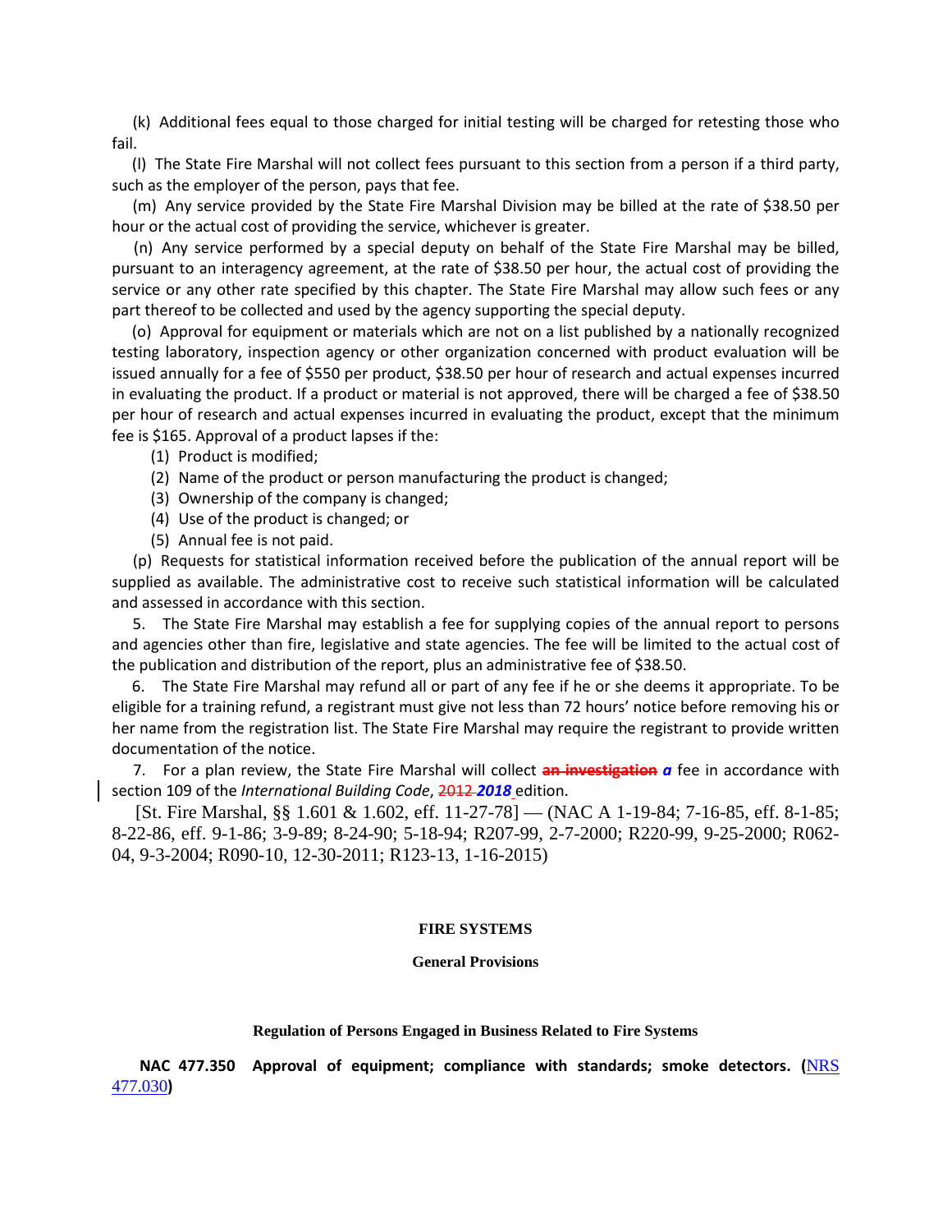(k) Additional fees equal to those charged for initial testing will be charged for retesting those who fail.

(l) The State Fire Marshal will not collect fees pursuant to this section from a person if a third party, such as the employer of the person, pays that fee.

(m) Any service provided by the State Fire Marshal Division may be billed at the rate of $38.50 per hour or the actual cost of providing the service, whichever is greater.

(n) Any service performed by a special deputy on behalf of the State Fire Marshal may be billed, pursuant to an interagency agreement, at the rate of $38.50 per hour, the actual cost of providing the service or any other rate specified by this chapter. The State Fire Marshal may allow such fees or any part thereof to be collected and used by the agency supporting the special deputy.

(o) Approval for equipment or materials which are not on a list published by a nationally recognized testing laboratory, inspection agency or other organization concerned with product evaluation will be issued annually for a fee of $550 per product, $38.50 per hour of research and actual expenses incurred in evaluating the product. If a product or material is not approved, there will be charged a fee of $38.50 per hour of research and actual expenses incurred in evaluating the product, except that the minimum fee is $165. Approval of a product lapses if the:

(1) Product is modified;

(2) Name of the product or person manufacturing the product is changed;

(3) Ownership of the company is changed;

(4) Use of the product is changed; or

(5) Annual fee is not paid.

(p) Requests for statistical information received before the publication of the annual report will be supplied as available. The administrative cost to receive such statistical information will be calculated and assessed in accordance with this section.

5. The State Fire Marshal may establish a fee for supplying copies of the annual report to persons and agencies other than fire, legislative and state agencies. The fee will be limited to the actual cost of the publication and distribution of the report, plus an administrative fee of $38.50.

6. The State Fire Marshal may refund all or part of any fee if he or she deems it appropriate. To be eligible for a training refund, a registrant must give not less than 72 hours' notice before removing his or her name from the registration list. The State Fire Marshal may require the registrant to provide written documentation of the notice.

7. For a plan review, the State Fire Marshal will collect ~~an investigation~~ ***a*** fee in accordance with section 109 of the *International Building Code*, ~~2012~~ ***2018*** edition.

[St. Fire Marshal, §§ 1.601 & 1.602, eff. 11-27-78] — (NAC A 1-19-84; 7-16-85, eff. 8-1-85; 8-22-86, eff. 9-1-86; 3-9-89; 8-24-90; 5-18-94; R207-99, 2-7-2000; R220-99, 9-25-2000; R062-04, 9-3-2004; R090-10, 12-30-2011; R123-13, 1-16-2015)

**FIRE SYSTEMS**

**General Provisions**

**Regulation of Persons Engaged in Business Related to Fire Systems**

**NAC 477.350 Approval of equipment; compliance with standards; smoke detectors. (NRS 477.030)**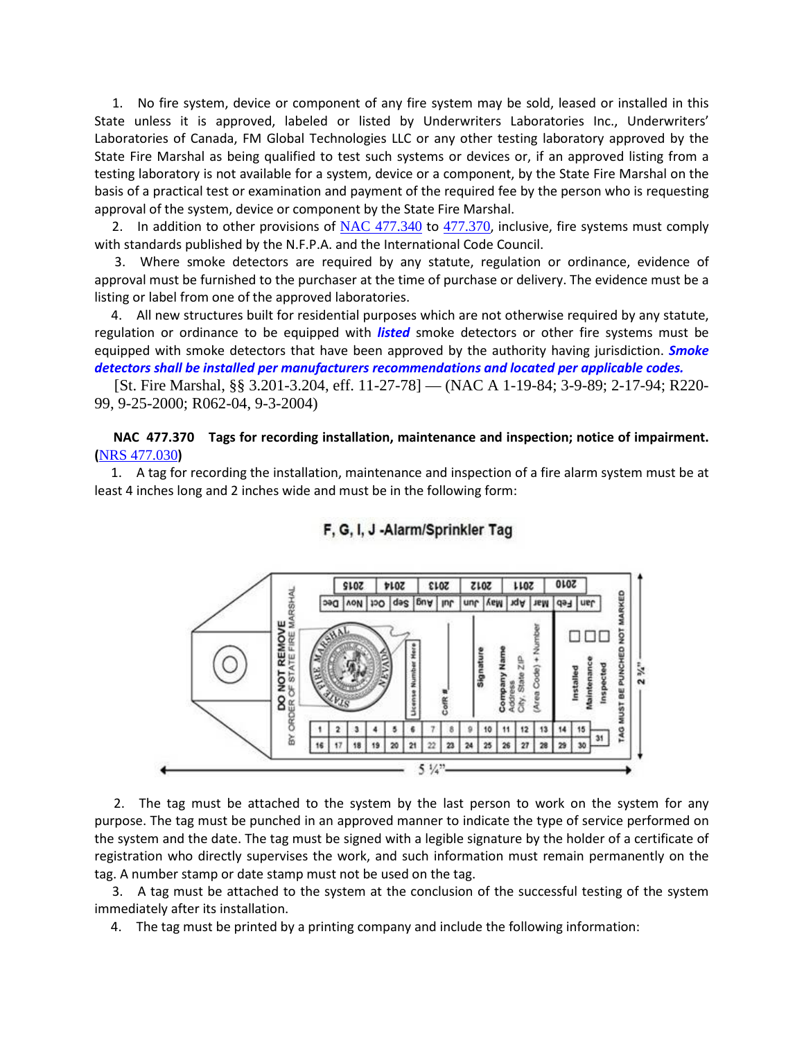1. No fire system, device or component of any fire system may be sold, leased or installed in this State unless it is approved, labeled or listed by Underwriters Laboratories Inc., Underwriters' Laboratories of Canada, FM Global Technologies LLC or any other testing laboratory approved by the State Fire Marshal as being qualified to test such systems or devices or, if an approved listing from a testing laboratory is not available for a system, device or a component, by the State Fire Marshal on the basis of a practical test or examination and payment of the required fee by the person who is requesting approval of the system, device or component by the State Fire Marshal.

2. In addition to other provisions of NAC 477.340 to 477.370, inclusive, fire systems must comply with standards published by the N.F.P.A. and the International Code Council.

3. Where smoke detectors are required by any statute, regulation or ordinance, evidence of approval must be furnished to the purchaser at the time of purchase or delivery. The evidence must be a listing or label from one of the approved laboratories.

4. All new structures built for residential purposes which are not otherwise required by any statute, regulation or ordinance to be equipped with ***listed*** smoke detectors or other fire systems must be equipped with smoke detectors that have been approved by the authority having jurisdiction. ***Smoke detectors shall be installed per manufacturers recommendations and located per applicable codes.***

[St. Fire Marshal, §§ 3.201-3.204, eff. 11-27-78] — (NAC A 1-19-84; 3-9-89; 2-17-94; R220-99, 9-25-2000; R062-04, 9-3-2004)

**NAC 477.370 Tags for recording installation, maintenance and inspection; notice of impairment. (**NRS 477.030**)**

1. A tag for recording the installation, maintenance and inspection of a fire alarm system must be at least 4 inches long and 2 inches wide and must be in the following form:

F, G, I, J -Alarm/Sprinkler Tag

2. The tag must be attached to the system by the last person to work on the system for any purpose. The tag must be punched in an approved manner to indicate the type of service performed on the system and the date. The tag must be signed with a legible signature by the holder of a certificate of registration who directly supervises the work, and such information must remain permanently on the tag. A number stamp or date stamp must not be used on the tag.

3. A tag must be attached to the system at the conclusion of the successful testing of the system immediately after its installation.

4. The tag must be printed by a printing company and include the following information: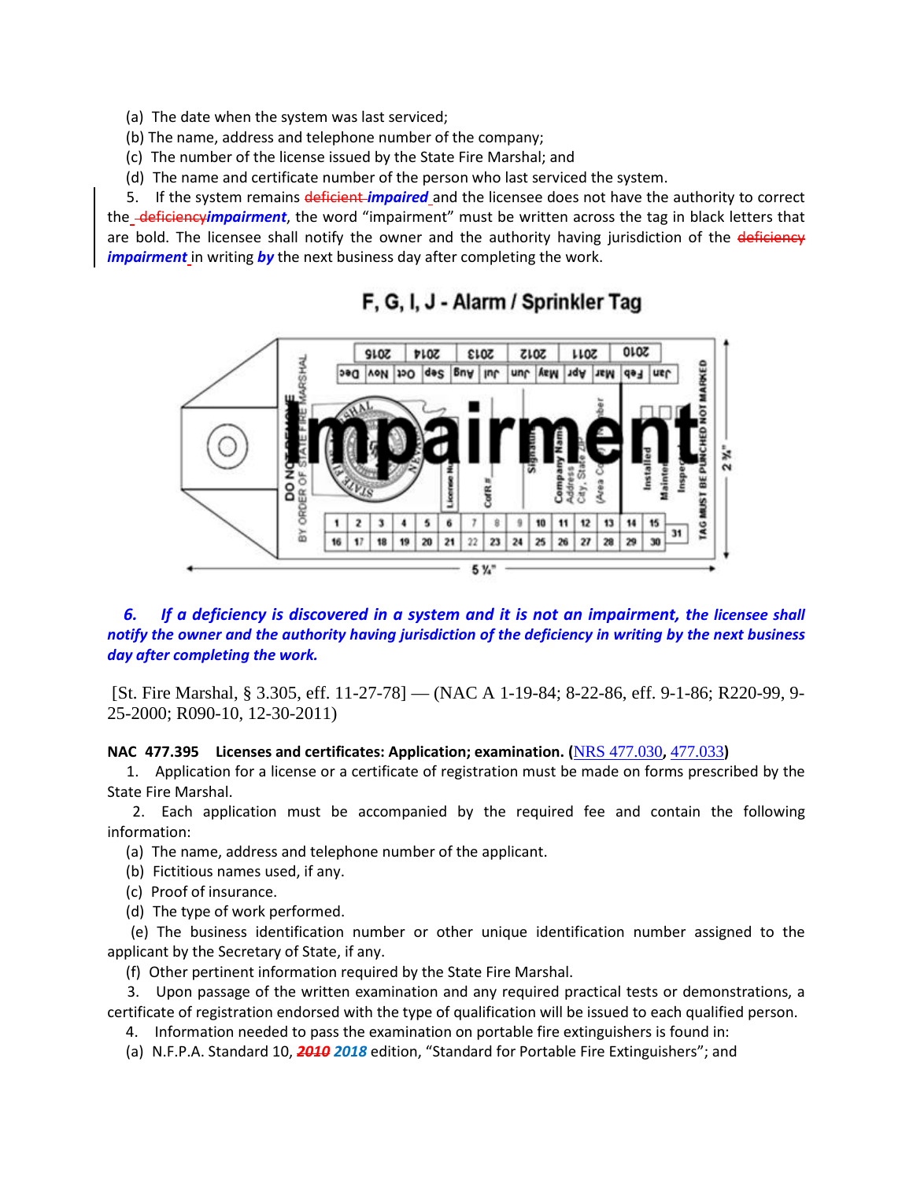(a) The date when the system was last serviced;

(b) The name, address and telephone number of the company;

(c) The number of the license issued by the State Fire Marshal; and

(d) The name and certificate number of the person who last serviced the system.

5. If the system remains ~~deficient~~ ***impaired*** and the licensee does not have the authority to correct the ~~deficiency~~***impairment***, the word "impairment" must be written across the tag in black letters that are bold. The licensee shall notify the owner and the authority having jurisdiction of the ~~deficiency~~ ***impairment*** in writing ***by*** the next business day after completing the work.

F, G, I, J - Alarm / Sprinkler Tag

***6. If a deficiency is discovered in a system and it is not an impairment, the licensee shall notify the owner and the authority having jurisdiction of the deficiency in writing by the next business day after completing the work.***

[St. Fire Marshal, § 3.305, eff. 11-27-78] — (NAC A 1-19-84; 8-22-86, eff. 9-1-86; R220-99, 9-25-2000; R090-10, 12-30-2011)

**NAC 477.395 Licenses and certificates: Application; examination. (NRS 477.030, 477.033)**

1. Application for a license or a certificate of registration must be made on forms prescribed by the State Fire Marshal.

2. Each application must be accompanied by the required fee and contain the following information:

(a) The name, address and telephone number of the applicant.

(b) Fictitious names used, if any.

(c) Proof of insurance.

(d) The type of work performed.

(e) The business identification number or other unique identification number assigned to the applicant by the Secretary of State, if any.

(f) Other pertinent information required by the State Fire Marshal.

3. Upon passage of the written examination and any required practical tests or demonstrations, a certificate of registration endorsed with the type of qualification will be issued to each qualified person.

4. Information needed to pass the examination on portable fire extinguishers is found in:

(a) N.F.P.A. Standard 10, ~~***2010***~~ ***2018*** edition, "Standard for Portable Fire Extinguishers"; and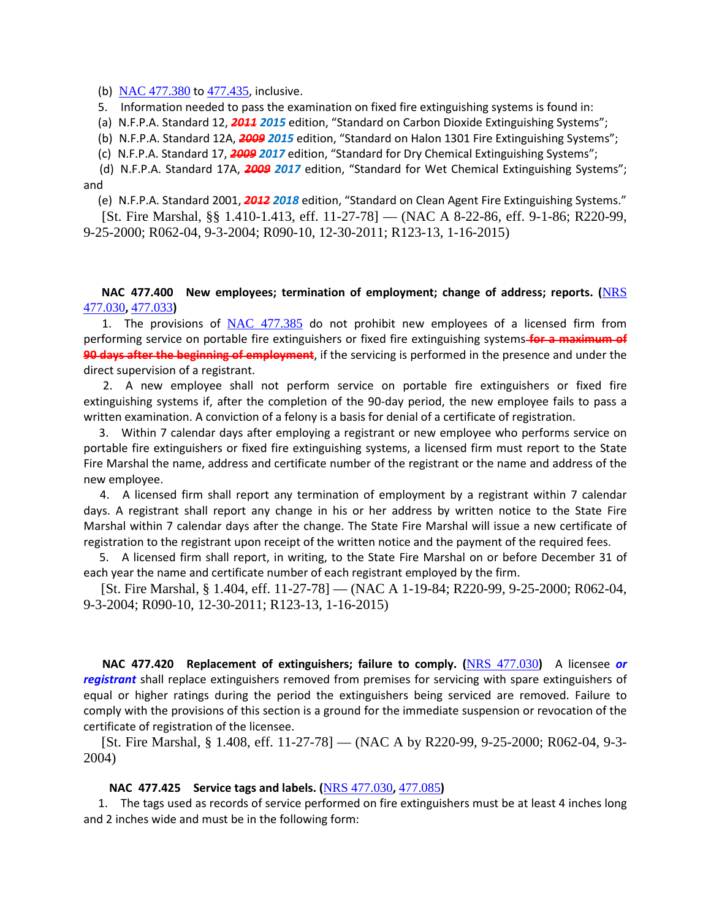(b) [NAC 477.380](#) to [477.435](#), inclusive.

5. Information needed to pass the examination on fixed fire extinguishing systems is found in:

(a) N.F.P.A. Standard 12, ~~***2011***~~ ***2015*** edition, "Standard on Carbon Dioxide Extinguishing Systems";

(b) N.F.P.A. Standard 12A, ~~***2009***~~ ***2015*** edition, "Standard on Halon 1301 Fire Extinguishing Systems";

(c) N.F.P.A. Standard 17, ~~***2009***~~ ***2017*** edition, "Standard for Dry Chemical Extinguishing Systems";

(d) N.F.P.A. Standard 17A, ~~***2009***~~ ***2017*** edition, "Standard for Wet Chemical Extinguishing Systems"; and

(e) N.F.P.A. Standard 2001, ~~***2012***~~ ***2018*** edition, "Standard on Clean Agent Fire Extinguishing Systems."

[St. Fire Marshal, §§ 1.410-1.413, eff. 11-27-78] — (NAC A 8-22-86, eff. 9-1-86; R220-99, 9-25-2000; R062-04, 9-3-2004; R090-10, 12-30-2011; R123-13, 1-16-2015)

**NAC 477.400 New employees; termination of employment; change of address; reports. ([NRS 477.030](#), [477.033](#))**

1. The provisions of [NAC 477.385](#) do not prohibit new employees of a licensed firm from performing service on portable fire extinguishers or fixed fire extinguishing systems ~~**for a maximum of 90 days after the beginning of employment**~~, if the servicing is performed in the presence and under the direct supervision of a registrant.

2. A new employee shall not perform service on portable fire extinguishers or fixed fire extinguishing systems if, after the completion of the 90-day period, the new employee fails to pass a written examination. A conviction of a felony is a basis for denial of a certificate of registration.

3. Within 7 calendar days after employing a registrant or new employee who performs service on portable fire extinguishers or fixed fire extinguishing systems, a licensed firm must report to the State Fire Marshal the name, address and certificate number of the registrant or the name and address of the new employee.

4. A licensed firm shall report any termination of employment by a registrant within 7 calendar days. A registrant shall report any change in his or her address by written notice to the State Fire Marshal within 7 calendar days after the change. The State Fire Marshal will issue a new certificate of registration to the registrant upon receipt of the written notice and the payment of the required fees.

5. A licensed firm shall report, in writing, to the State Fire Marshal on or before December 31 of each year the name and certificate number of each registrant employed by the firm.

[St. Fire Marshal, § 1.404, eff. 11-27-78] — (NAC A 1-19-84; R220-99, 9-25-2000; R062-04, 9-3-2004; R090-10, 12-30-2011; R123-13, 1-16-2015)

**NAC 477.420 Replacement of extinguishers; failure to comply. ([NRS 477.030](#))** A licensee ***or registrant*** shall replace extinguishers removed from premises for servicing with spare extinguishers of equal or higher ratings during the period the extinguishers being serviced are removed. Failure to comply with the provisions of this section is a ground for the immediate suspension or revocation of the certificate of registration of the licensee.

[St. Fire Marshal, § 1.408, eff. 11-27-78] — (NAC A by R220-99, 9-25-2000; R062-04, 9-3-2004)

**NAC 477.425 Service tags and labels. ([NRS 477.030](#), [477.085](#))**

1. The tags used as records of service performed on fire extinguishers must be at least 4 inches long and 2 inches wide and must be in the following form: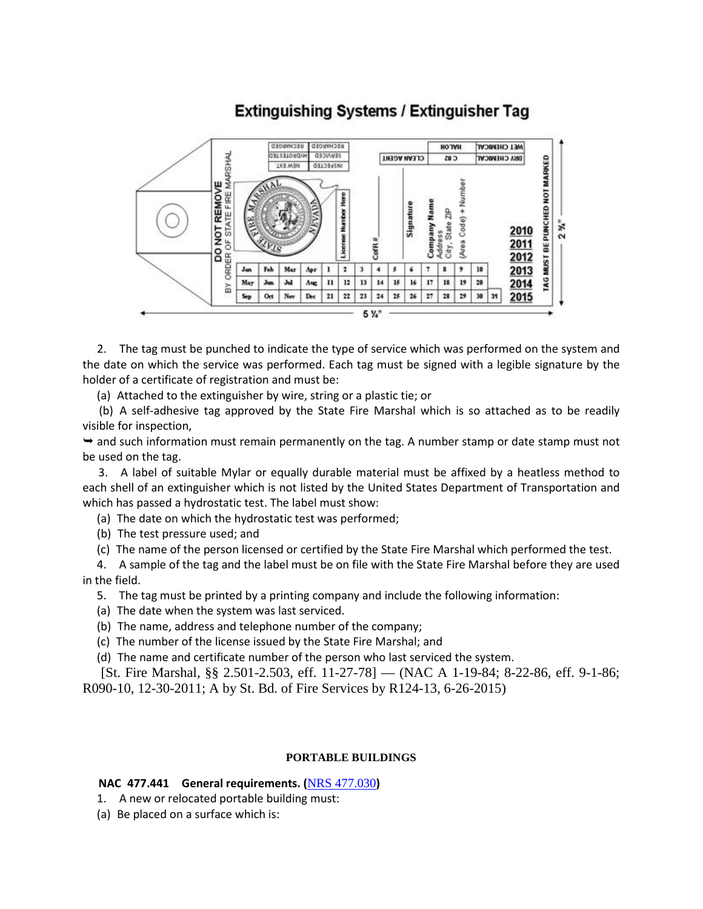## Extinguishing Systems / Extinguisher Tag

2. The tag must be punched to indicate the type of service which was performed on the system and the date on which the service was performed. Each tag must be signed with a legible signature by the holder of a certificate of registration and must be:

(a) Attached to the extinguisher by wire, string or a plastic tie; or

(b) A self-adhesive tag approved by the State Fire Marshal which is so attached as to be readily visible for inspection,

➥ and such information must remain permanently on the tag. A number stamp or date stamp must not be used on the tag.

3. A label of suitable Mylar or equally durable material must be affixed by a heatless method to each shell of an extinguisher which is not listed by the United States Department of Transportation and which has passed a hydrostatic test. The label must show:

(a) The date on which the hydrostatic test was performed;

(b) The test pressure used; and

(c) The name of the person licensed or certified by the State Fire Marshal which performed the test.

4. A sample of the tag and the label must be on file with the State Fire Marshal before they are used in the field.

5. The tag must be printed by a printing company and include the following information:

(a) The date when the system was last serviced.

(b) The name, address and telephone number of the company;

(c) The number of the license issued by the State Fire Marshal; and

(d) The name and certificate number of the person who last serviced the system.

[St. Fire Marshal, §§ 2.501-2.503, eff. 11-27-78] — (NAC A 1-19-84; 8-22-86, eff. 9-1-86; R090-10, 12-30-2011; A by St. Bd. of Fire Services by R124-13, 6-26-2015)

### PORTABLE BUILDINGS

**NAC 477.441 General requirements. (NRS 477.030)**

1. A new or relocated portable building must:

(a) Be placed on a surface which is: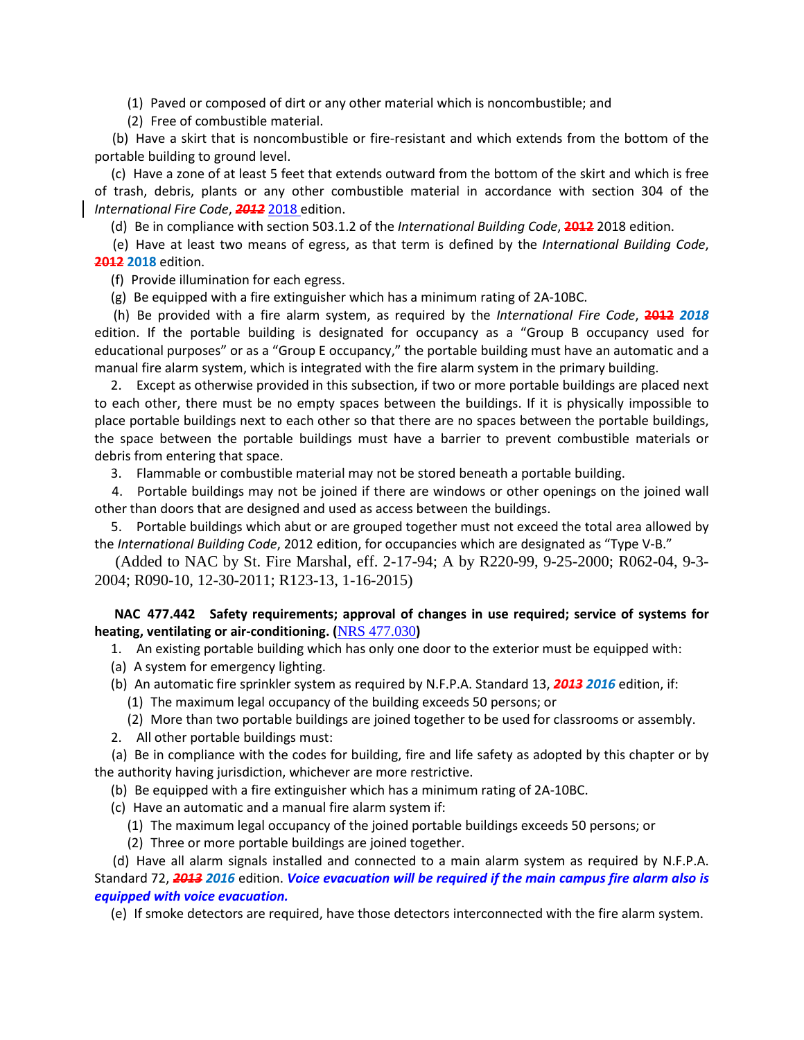(1) Paved or composed of dirt or any other material which is noncombustible; and

(2) Free of combustible material.

(b) Have a skirt that is noncombustible or fire-resistant and which extends from the bottom of the portable building to ground level.

(c) Have a zone of at least 5 feet that extends outward from the bottom of the skirt and which is free of trash, debris, plants or any other combustible material in accordance with section 304 of the *International Fire Code*, ~~***2012***~~ 2018 edition.

(d) Be in compliance with section 503.1.2 of the *International Building Code*, ~~**2012**~~ 2018 edition.

(e) Have at least two means of egress, as that term is defined by the *International Building Code*, ~~**2012**~~ **2018** edition.

(f) Provide illumination for each egress.

(g) Be equipped with a fire extinguisher which has a minimum rating of 2A-10BC.

(h) Be provided with a fire alarm system, as required by the *International Fire Code*, ~~**2012**~~ ***2018*** edition. If the portable building is designated for occupancy as a "Group B occupancy used for educational purposes" or as a "Group E occupancy," the portable building must have an automatic and a manual fire alarm system, which is integrated with the fire alarm system in the primary building.

2. Except as otherwise provided in this subsection, if two or more portable buildings are placed next to each other, there must be no empty spaces between the buildings. If it is physically impossible to place portable buildings next to each other so that there are no spaces between the portable buildings, the space between the portable buildings must have a barrier to prevent combustible materials or debris from entering that space.

3. Flammable or combustible material may not be stored beneath a portable building.

4. Portable buildings may not be joined if there are windows or other openings on the joined wall other than doors that are designed and used as access between the buildings.

5. Portable buildings which abut or are grouped together must not exceed the total area allowed by the *International Building Code*, 2012 edition, for occupancies which are designated as "Type V-B."

(Added to NAC by St. Fire Marshal, eff. 2-17-94; A by R220-99, 9-25-2000; R062-04, 9-3-2004; R090-10, 12-30-2011; R123-13, 1-16-2015)

**NAC 477.442 Safety requirements; approval of changes in use required; service of systems for heating, ventilating or air-conditioning. (**[NRS 477.030]**)**

1. An existing portable building which has only one door to the exterior must be equipped with:

(a) A system for emergency lighting.

(b) An automatic fire sprinkler system as required by N.F.P.A. Standard 13, ~~***2013***~~ ***2016*** edition, if:

(1) The maximum legal occupancy of the building exceeds 50 persons; or

(2) More than two portable buildings are joined together to be used for classrooms or assembly.

2. All other portable buildings must:

(a) Be in compliance with the codes for building, fire and life safety as adopted by this chapter or by the authority having jurisdiction, whichever are more restrictive.

(b) Be equipped with a fire extinguisher which has a minimum rating of 2A-10BC.

(c) Have an automatic and a manual fire alarm system if:

(1) The maximum legal occupancy of the joined portable buildings exceeds 50 persons; or

(2) Three or more portable buildings are joined together.

(d) Have all alarm signals installed and connected to a main alarm system as required by N.F.P.A. Standard 72, ~~***2013***~~ ***2016*** edition. ***Voice evacuation will be required if the main campus fire alarm also is equipped with voice evacuation.***

(e) If smoke detectors are required, have those detectors interconnected with the fire alarm system.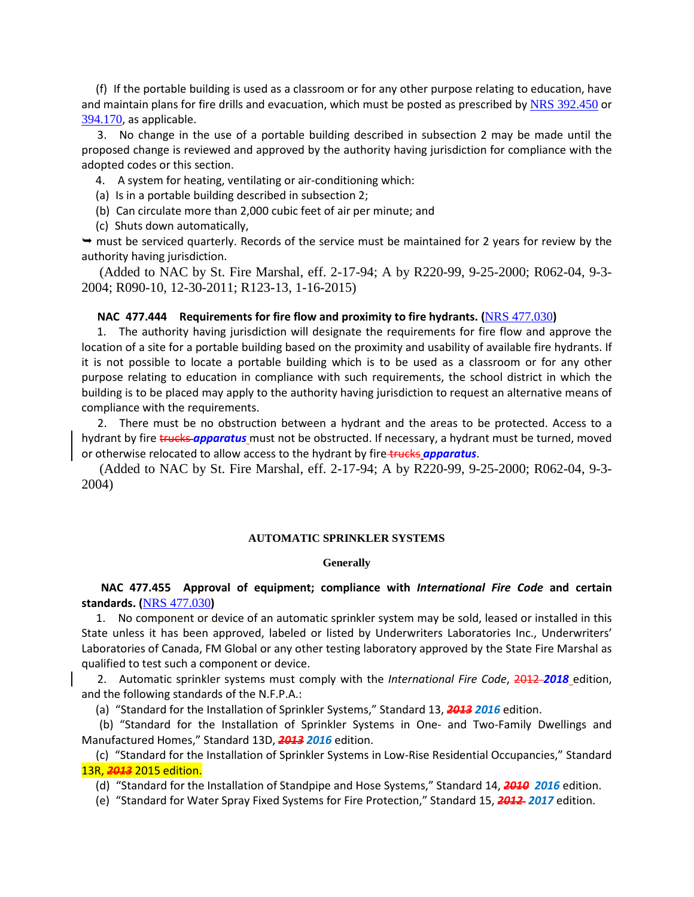(f) If the portable building is used as a classroom or for any other purpose relating to education, have and maintain plans for fire drills and evacuation, which must be posted as prescribed by [NRS 392.450] or [394.170], as applicable.

3. No change in the use of a portable building described in subsection 2 may be made until the proposed change is reviewed and approved by the authority having jurisdiction for compliance with the adopted codes or this section.

4. A system for heating, ventilating or air-conditioning which:

(a) Is in a portable building described in subsection 2;

(b) Can circulate more than 2,000 cubic feet of air per minute; and

(c) Shuts down automatically,

➥ must be serviced quarterly. Records of the service must be maintained for 2 years for review by the authority having jurisdiction.

(Added to NAC by St. Fire Marshal, eff. 2-17-94; A by R220-99, 9-25-2000; R062-04, 9-3-2004; R090-10, 12-30-2011; R123-13, 1-16-2015)

**NAC 477.444 Requirements for fire flow and proximity to fire hydrants. (**[NRS 477.030]**)**

1. The authority having jurisdiction will designate the requirements for fire flow and approve the location of a site for a portable building based on the proximity and usability of available fire hydrants. If it is not possible to locate a portable building which is to be used as a classroom or for any other purpose relating to education in compliance with such requirements, the school district in which the building is to be placed may apply to the authority having jurisdiction to request an alternative means of compliance with the requirements.

2. There must be no obstruction between a hydrant and the areas to be protected. Access to a hydrant by fire ~~trucks~~ ***apparatus*** must not be obstructed. If necessary, a hydrant must be turned, moved or otherwise relocated to allow access to the hydrant by fire ~~trucks~~ ***apparatus***.

(Added to NAC by St. Fire Marshal, eff. 2-17-94; A by R220-99, 9-25-2000; R062-04, 9-3-2004)

## AUTOMATIC SPRINKLER SYSTEMS

### Generally

**NAC 477.455 Approval of equipment; compliance with *International Fire Code* and certain standards. (**[NRS 477.030]**)**

1. No component or device of an automatic sprinkler system may be sold, leased or installed in this State unless it has been approved, labeled or listed by Underwriters Laboratories Inc., Underwriters' Laboratories of Canada, FM Global or any other testing laboratory approved by the State Fire Marshal as qualified to test such a component or device.

2. Automatic sprinkler systems must comply with the *International Fire Code*, ~~2012~~ ***2018*** edition, and the following standards of the N.F.P.A.:

(a) "Standard for the Installation of Sprinkler Systems," Standard 13, ~~***2013***~~ ***2016*** edition.

(b) "Standard for the Installation of Sprinkler Systems in One- and Two-Family Dwellings and Manufactured Homes," Standard 13D, ~~***2013***~~ ***2016*** edition.

(c) "Standard for the Installation of Sprinkler Systems in Low-Rise Residential Occupancies," Standard 13R, ~~***2013***~~ 2015 edition.

(d) "Standard for the Installation of Standpipe and Hose Systems," Standard 14, ~~***2010***~~ ***2016*** edition.

(e) "Standard for Water Spray Fixed Systems for Fire Protection," Standard 15, ~~***2012***~~ ***2017*** edition.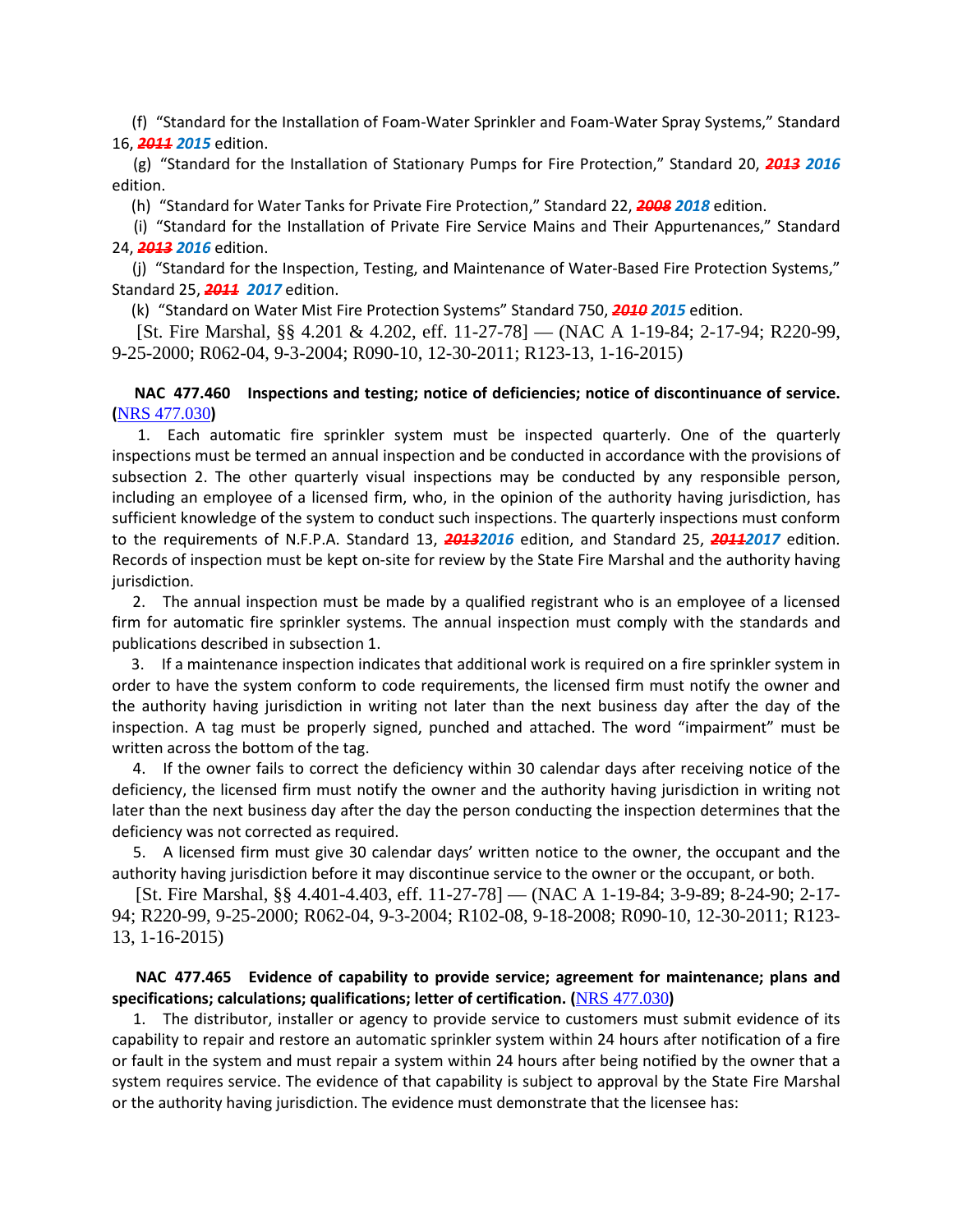(f) "Standard for the Installation of Foam-Water Sprinkler and Foam-Water Spray Systems," Standard 16, ~~***2011***~~ ***2015*** edition.

(g) "Standard for the Installation of Stationary Pumps for Fire Protection," Standard 20, ~~***2013***~~ ***2016*** edition.

(h) "Standard for Water Tanks for Private Fire Protection," Standard 22, ~~***2008***~~ ***2018*** edition.

(i) "Standard for the Installation of Private Fire Service Mains and Their Appurtenances," Standard 24, ~~***2013***~~ ***2016*** edition.

(j) "Standard for the Inspection, Testing, and Maintenance of Water-Based Fire Protection Systems," Standard 25, ~~***2011***~~ ***2017*** edition.

(k) "Standard on Water Mist Fire Protection Systems" Standard 750, ~~***2010***~~ ***2015*** edition.

[St. Fire Marshal, §§ 4.201 & 4.202, eff. 11-27-78] — (NAC A 1-19-84; 2-17-94; R220-99, 9-25-2000; R062-04, 9-3-2004; R090-10, 12-30-2011; R123-13, 1-16-2015)

**NAC 477.460 Inspections and testing; notice of deficiencies; notice of discontinuance of service. (NRS 477.030)**

1. Each automatic fire sprinkler system must be inspected quarterly. One of the quarterly inspections must be termed an annual inspection and be conducted in accordance with the provisions of subsection 2. The other quarterly visual inspections may be conducted by any responsible person, including an employee of a licensed firm, who, in the opinion of the authority having jurisdiction, has sufficient knowledge of the system to conduct such inspections. The quarterly inspections must conform to the requirements of N.F.P.A. Standard 13, ~~***2013***~~***2016*** edition, and Standard 25, ~~***2011***~~***2017*** edition. Records of inspection must be kept on-site for review by the State Fire Marshal and the authority having jurisdiction.

2. The annual inspection must be made by a qualified registrant who is an employee of a licensed firm for automatic fire sprinkler systems. The annual inspection must comply with the standards and publications described in subsection 1.

3. If a maintenance inspection indicates that additional work is required on a fire sprinkler system in order to have the system conform to code requirements, the licensed firm must notify the owner and the authority having jurisdiction in writing not later than the next business day after the day of the inspection. A tag must be properly signed, punched and attached. The word "impairment" must be written across the bottom of the tag.

4. If the owner fails to correct the deficiency within 30 calendar days after receiving notice of the deficiency, the licensed firm must notify the owner and the authority having jurisdiction in writing not later than the next business day after the day the person conducting the inspection determines that the deficiency was not corrected as required.

5. A licensed firm must give 30 calendar days' written notice to the owner, the occupant and the authority having jurisdiction before it may discontinue service to the owner or the occupant, or both.

[St. Fire Marshal, §§ 4.401-4.403, eff. 11-27-78] — (NAC A 1-19-84; 3-9-89; 8-24-90; 2-17-94; R220-99, 9-25-2000; R062-04, 9-3-2004; R102-08, 9-18-2008; R090-10, 12-30-2011; R123-13, 1-16-2015)

**NAC 477.465 Evidence of capability to provide service; agreement for maintenance; plans and specifications; calculations; qualifications; letter of certification. (NRS 477.030)**

1. The distributor, installer or agency to provide service to customers must submit evidence of its capability to repair and restore an automatic sprinkler system within 24 hours after notification of a fire or fault in the system and must repair a system within 24 hours after being notified by the owner that a system requires service. The evidence of that capability is subject to approval by the State Fire Marshal or the authority having jurisdiction. The evidence must demonstrate that the licensee has: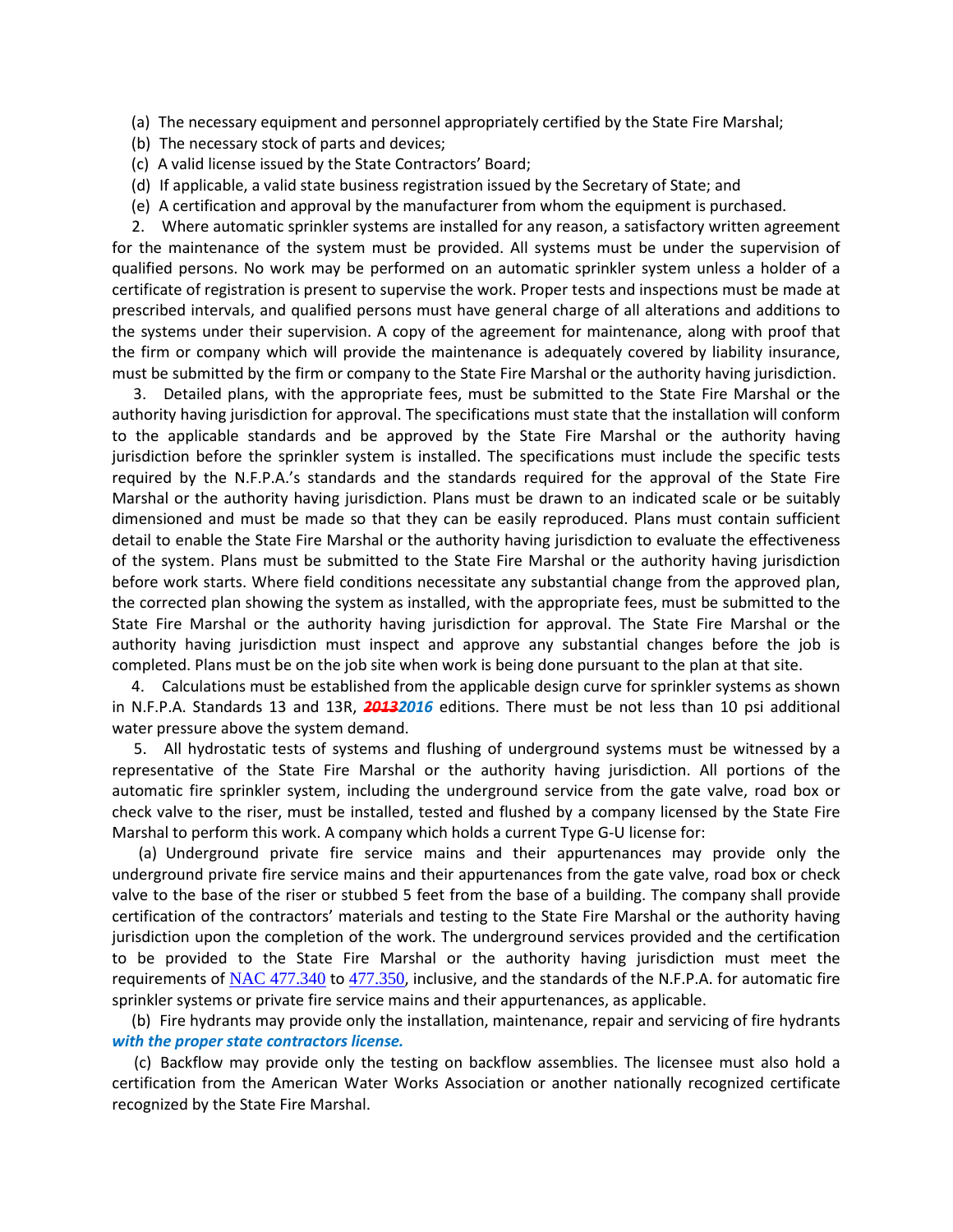(a) The necessary equipment and personnel appropriately certified by the State Fire Marshal;

(b) The necessary stock of parts and devices;

(c) A valid license issued by the State Contractors' Board;

(d) If applicable, a valid state business registration issued by the Secretary of State; and

(e) A certification and approval by the manufacturer from whom the equipment is purchased.

2. Where automatic sprinkler systems are installed for any reason, a satisfactory written agreement for the maintenance of the system must be provided. All systems must be under the supervision of qualified persons. No work may be performed on an automatic sprinkler system unless a holder of a certificate of registration is present to supervise the work. Proper tests and inspections must be made at prescribed intervals, and qualified persons must have general charge of all alterations and additions to the systems under their supervision. A copy of the agreement for maintenance, along with proof that the firm or company which will provide the maintenance is adequately covered by liability insurance, must be submitted by the firm or company to the State Fire Marshal or the authority having jurisdiction.

3. Detailed plans, with the appropriate fees, must be submitted to the State Fire Marshal or the authority having jurisdiction for approval. The specifications must state that the installation will conform to the applicable standards and be approved by the State Fire Marshal or the authority having jurisdiction before the sprinkler system is installed. The specifications must include the specific tests required by the N.F.P.A.'s standards and the standards required for the approval of the State Fire Marshal or the authority having jurisdiction. Plans must be drawn to an indicated scale or be suitably dimensioned and must be made so that they can be easily reproduced. Plans must contain sufficient detail to enable the State Fire Marshal or the authority having jurisdiction to evaluate the effectiveness of the system. Plans must be submitted to the State Fire Marshal or the authority having jurisdiction before work starts. Where field conditions necessitate any substantial change from the approved plan, the corrected plan showing the system as installed, with the appropriate fees, must be submitted to the State Fire Marshal or the authority having jurisdiction for approval. The State Fire Marshal or the authority having jurisdiction must inspect and approve any substantial changes before the job is completed. Plans must be on the job site when work is being done pursuant to the plan at that site.

4. Calculations must be established from the applicable design curve for sprinkler systems as shown in N.F.P.A. Standards 13 and 13R, ~~***2013***~~***2016*** editions. There must be not less than 10 psi additional water pressure above the system demand.

5. All hydrostatic tests of systems and flushing of underground systems must be witnessed by a representative of the State Fire Marshal or the authority having jurisdiction. All portions of the automatic fire sprinkler system, including the underground service from the gate valve, road box or check valve to the riser, must be installed, tested and flushed by a company licensed by the State Fire Marshal to perform this work. A company which holds a current Type G-U license for:

(a) Underground private fire service mains and their appurtenances may provide only the underground private fire service mains and their appurtenances from the gate valve, road box or check valve to the base of the riser or stubbed 5 feet from the base of a building. The company shall provide certification of the contractors' materials and testing to the State Fire Marshal or the authority having jurisdiction upon the completion of the work. The underground services provided and the certification to be provided to the State Fire Marshal or the authority having jurisdiction must meet the requirements of NAC 477.340 to 477.350, inclusive, and the standards of the N.F.P.A. for automatic fire sprinkler systems or private fire service mains and their appurtenances, as applicable.

(b) Fire hydrants may provide only the installation, maintenance, repair and servicing of fire hydrants ***with the proper state contractors license.***

(c) Backflow may provide only the testing on backflow assemblies. The licensee must also hold a certification from the American Water Works Association or another nationally recognized certificate recognized by the State Fire Marshal.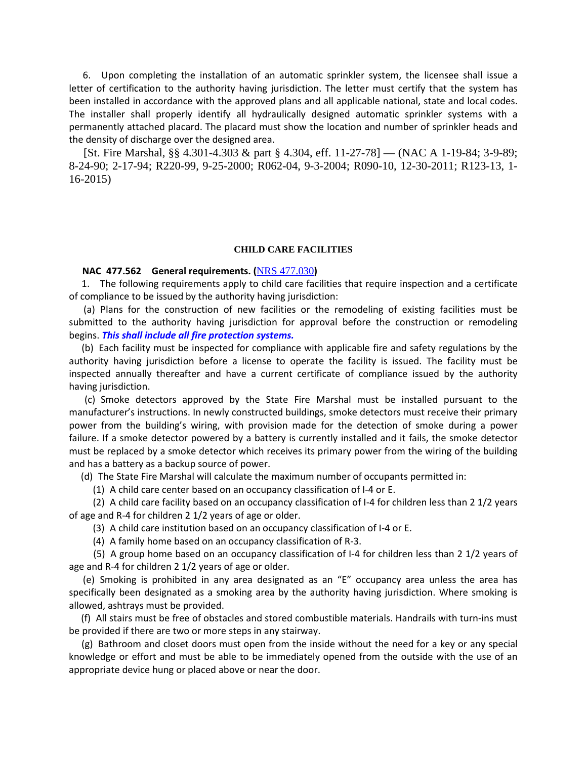6. Upon completing the installation of an automatic sprinkler system, the licensee shall issue a letter of certification to the authority having jurisdiction. The letter must certify that the system has been installed in accordance with the approved plans and all applicable national, state and local codes. The installer shall properly identify all hydraulically designed automatic sprinkler systems with a permanently attached placard. The placard must show the location and number of sprinkler heads and the density of discharge over the designed area.

[St. Fire Marshal, §§ 4.301-4.303 & part § 4.304, eff. 11-27-78] — (NAC A 1-19-84; 3-9-89; 8-24-90; 2-17-94; R220-99, 9-25-2000; R062-04, 9-3-2004; R090-10, 12-30-2011; R123-13, 1-16-2015)

### CHILD CARE FACILITIES

**NAC 477.562 General requirements. (**NRS 477.030**)**

1. The following requirements apply to child care facilities that require inspection and a certificate of compliance to be issued by the authority having jurisdiction:

(a) Plans for the construction of new facilities or the remodeling of existing facilities must be submitted to the authority having jurisdiction for approval before the construction or remodeling begins. ***This shall include all fire protection systems.***

(b) Each facility must be inspected for compliance with applicable fire and safety regulations by the authority having jurisdiction before a license to operate the facility is issued. The facility must be inspected annually thereafter and have a current certificate of compliance issued by the authority having jurisdiction.

(c) Smoke detectors approved by the State Fire Marshal must be installed pursuant to the manufacturer's instructions. In newly constructed buildings, smoke detectors must receive their primary power from the building's wiring, with provision made for the detection of smoke during a power failure. If a smoke detector powered by a battery is currently installed and it fails, the smoke detector must be replaced by a smoke detector which receives its primary power from the wiring of the building and has a battery as a backup source of power.

(d) The State Fire Marshal will calculate the maximum number of occupants permitted in:

(1) A child care center based on an occupancy classification of I-4 or E.

(2) A child care facility based on an occupancy classification of I-4 for children less than 2 1/2 years of age and R-4 for children 2 1/2 years of age or older.

(3) A child care institution based on an occupancy classification of I-4 or E.

(4) A family home based on an occupancy classification of R-3.

(5) A group home based on an occupancy classification of I-4 for children less than 2 1/2 years of age and R-4 for children 2 1/2 years of age or older.

(e) Smoking is prohibited in any area designated as an "E" occupancy area unless the area has specifically been designated as a smoking area by the authority having jurisdiction. Where smoking is allowed, ashtrays must be provided.

(f) All stairs must be free of obstacles and stored combustible materials. Handrails with turn-ins must be provided if there are two or more steps in any stairway.

(g) Bathroom and closet doors must open from the inside without the need for a key or any special knowledge or effort and must be able to be immediately opened from the outside with the use of an appropriate device hung or placed above or near the door.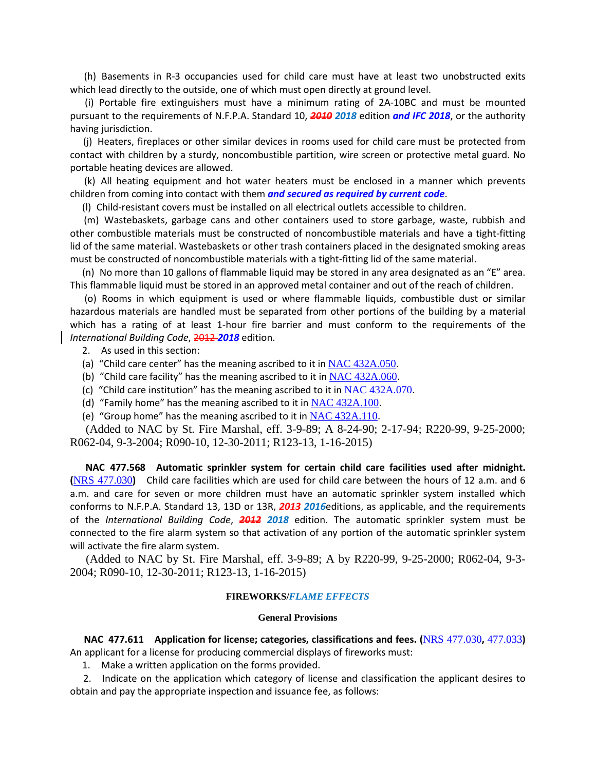(h) Basements in R-3 occupancies used for child care must have at least two unobstructed exits which lead directly to the outside, one of which must open directly at ground level.

(i) Portable fire extinguishers must have a minimum rating of 2A-10BC and must be mounted pursuant to the requirements of N.F.P.A. Standard 10, ~~*2010*~~ ***2018*** edition ***and IFC 2018***, or the authority having jurisdiction.

(j) Heaters, fireplaces or other similar devices in rooms used for child care must be protected from contact with children by a sturdy, noncombustible partition, wire screen or protective metal guard. No portable heating devices are allowed.

(k) All heating equipment and hot water heaters must be enclosed in a manner which prevents children from coming into contact with them ***and secured as required by current code***.

(l) Child-resistant covers must be installed on all electrical outlets accessible to children.

(m) Wastebaskets, garbage cans and other containers used to store garbage, waste, rubbish and other combustible materials must be constructed of noncombustible materials and have a tight-fitting lid of the same material. Wastebaskets or other trash containers placed in the designated smoking areas must be constructed of noncombustible materials with a tight-fitting lid of the same material.

(n) No more than 10 gallons of flammable liquid may be stored in any area designated as an "E" area. This flammable liquid must be stored in an approved metal container and out of the reach of children.

(o) Rooms in which equipment is used or where flammable liquids, combustible dust or similar hazardous materials are handled must be separated from other portions of the building by a material which has a rating of at least 1-hour fire barrier and must conform to the requirements of the *International Building Code*, ~~2012~~ ***2018*** edition.

2. As used in this section:

(a) "Child care center" has the meaning ascribed to it in NAC 432A.050.

(b) "Child care facility" has the meaning ascribed to it in NAC 432A.060.

(c) "Child care institution" has the meaning ascribed to it in NAC 432A.070.

(d) "Family home" has the meaning ascribed to it in NAC 432A.100.

(e) "Group home" has the meaning ascribed to it in NAC 432A.110.

(Added to NAC by St. Fire Marshal, eff. 3-9-89; A 8-24-90; 2-17-94; R220-99, 9-25-2000; R062-04, 9-3-2004; R090-10, 12-30-2011; R123-13, 1-16-2015)

**NAC 477.568 Automatic sprinkler system for certain child care facilities used after midnight. (**NRS 477.030**)** Child care facilities which are used for child care between the hours of 12 a.m. and 6 a.m. and care for seven or more children must have an automatic sprinkler system installed which conforms to N.F.P.A. Standard 13, 13D or 13R, ~~*2013*~~ ***2016*** editions, as applicable, and the requirements of the *International Building Code*, ~~*2012*~~ ***2018*** edition. The automatic sprinkler system must be connected to the fire alarm system so that activation of any portion of the automatic sprinkler system will activate the fire alarm system.

(Added to NAC by St. Fire Marshal, eff. 3-9-89; A by R220-99, 9-25-2000; R062-04, 9-3-2004; R090-10, 12-30-2011; R123-13, 1-16-2015)

## FIREWORKS/*FLAME EFFECTS*

### General Provisions

**NAC 477.611 Application for license; categories, classifications and fees. (**NRS 477.030**,** 477.033**)** An applicant for a license for producing commercial displays of fireworks must:

1. Make a written application on the forms provided.

2. Indicate on the application which category of license and classification the applicant desires to obtain and pay the appropriate inspection and issuance fee, as follows: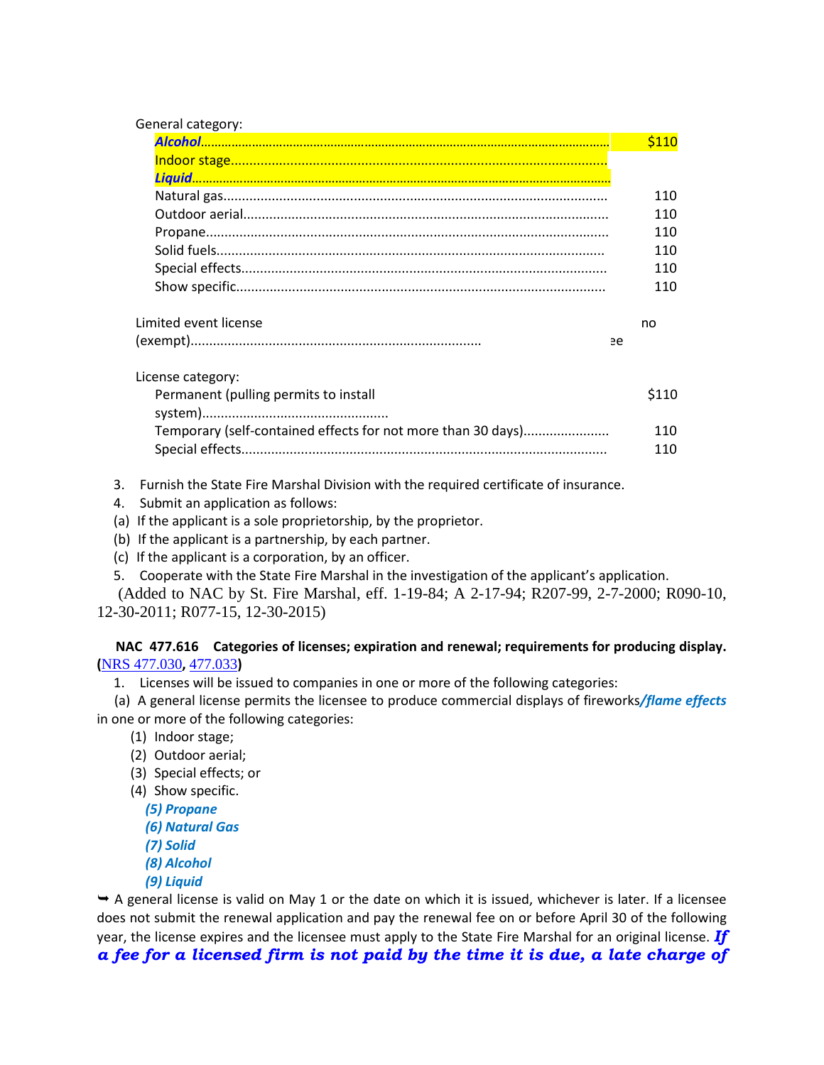General category:

| | |
|---|---|
| ***Alcohol*** | $110 |
| Indoor stage | |
| ***Liquid*** | |
| Natural gas | 110 |
| Outdoor aerial | 110 |
| Propane | 110 |
| Solid fuels | 110 |
| Special effects | 110 |
| Show specific | 110 |

| | |
|---|---|
| Limited event license (exempt) | no fee |

License category:

| | |
|---|---|
| Permanent (pulling permits to install system) | $110 |
| Temporary (self-contained effects for not more than 30 days) | 110 |
| Special effects | 110 |

3. Furnish the State Fire Marshal Division with the required certificate of insurance.
4. Submit an application as follows:
(a) If the applicant is a sole proprietorship, by the proprietor.
(b) If the applicant is a partnership, by each partner.
(c) If the applicant is a corporation, by an officer.
5. Cooperate with the State Fire Marshal in the investigation of the applicant's application.

(Added to NAC by St. Fire Marshal, eff. 1-19-84; A 2-17-94; R207-99, 2-7-2000; R090-10, 12-30-2011; R077-15, 12-30-2015)

**NAC 477.616 Categories of licenses; expiration and renewal; requirements for producing display. (NRS 477.030, 477.033)**

1. Licenses will be issued to companies in one or more of the following categories:

(a) A general license permits the licensee to produce commercial displays of fireworks***/flame effects*** in one or more of the following categories:

(1) Indoor stage;
(2) Outdoor aerial;
(3) Special effects; or
(4) Show specific.
***(5) Propane***
***(6) Natural Gas***
***(7) Solid***
***(8) Alcohol***
***(9) Liquid***

➥ A general license is valid on May 1 or the date on which it is issued, whichever is later. If a licensee does not submit the renewal application and pay the renewal fee on or before April 30 of the following year, the license expires and the licensee must apply to the State Fire Marshal for an original license. ***If a fee for a licensed firm is not paid by the time it is due, a late charge of***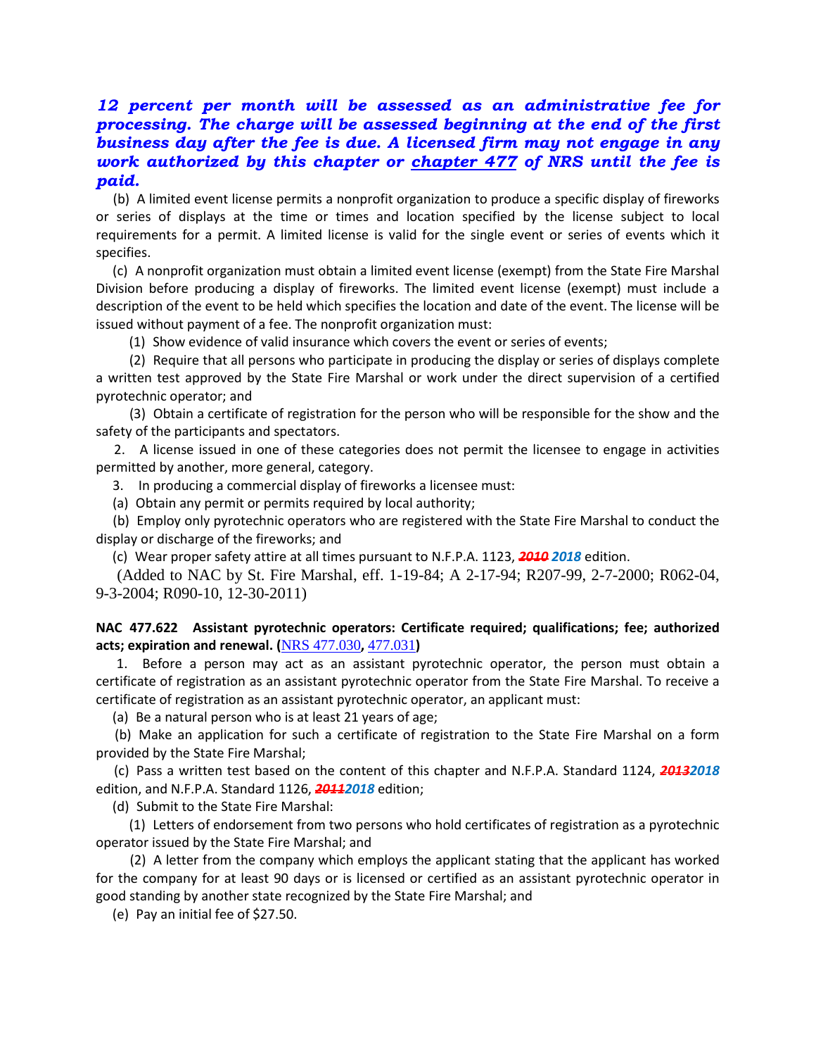***12 percent per month will be assessed as an administrative fee for processing. The charge will be assessed beginning at the end of the first business day after the fee is due. A licensed firm may not engage in any work authorized by this chapter or chapter 477 of NRS until the fee is paid.***

(b) A limited event license permits a nonprofit organization to produce a specific display of fireworks or series of displays at the time or times and location specified by the license subject to local requirements for a permit. A limited license is valid for the single event or series of events which it specifies.

(c) A nonprofit organization must obtain a limited event license (exempt) from the State Fire Marshal Division before producing a display of fireworks. The limited event license (exempt) must include a description of the event to be held which specifies the location and date of the event. The license will be issued without payment of a fee. The nonprofit organization must:

(1) Show evidence of valid insurance which covers the event or series of events;

(2) Require that all persons who participate in producing the display or series of displays complete a written test approved by the State Fire Marshal or work under the direct supervision of a certified pyrotechnic operator; and

(3) Obtain a certificate of registration for the person who will be responsible for the show and the safety of the participants and spectators.

2. A license issued in one of these categories does not permit the licensee to engage in activities permitted by another, more general, category.

3. In producing a commercial display of fireworks a licensee must:

(a) Obtain any permit or permits required by local authority;

(b) Employ only pyrotechnic operators who are registered with the State Fire Marshal to conduct the display or discharge of the fireworks; and

(c) Wear proper safety attire at all times pursuant to N.F.P.A. 1123, ~~*2010*~~ ***2018*** edition.

(Added to NAC by St. Fire Marshal, eff. 1-19-84; A 2-17-94; R207-99, 2-7-2000; R062-04, 9-3-2004; R090-10, 12-30-2011)

**NAC 477.622 Assistant pyrotechnic operators: Certificate required; qualifications; fee; authorized acts; expiration and renewal. (NRS 477.030, 477.031)**

1. Before a person may act as an assistant pyrotechnic operator, the person must obtain a certificate of registration as an assistant pyrotechnic operator from the State Fire Marshal. To receive a certificate of registration as an assistant pyrotechnic operator, an applicant must:

(a) Be a natural person who is at least 21 years of age;

(b) Make an application for such a certificate of registration to the State Fire Marshal on a form provided by the State Fire Marshal;

(c) Pass a written test based on the content of this chapter and N.F.P.A. Standard 1124, ~~*2013*~~***2018*** edition, and N.F.P.A. Standard 1126, ~~*2011*~~***2018*** edition;

(d) Submit to the State Fire Marshal:

(1) Letters of endorsement from two persons who hold certificates of registration as a pyrotechnic operator issued by the State Fire Marshal; and

(2) A letter from the company which employs the applicant stating that the applicant has worked for the company for at least 90 days or is licensed or certified as an assistant pyrotechnic operator in good standing by another state recognized by the State Fire Marshal; and

(e) Pay an initial fee of $27.50.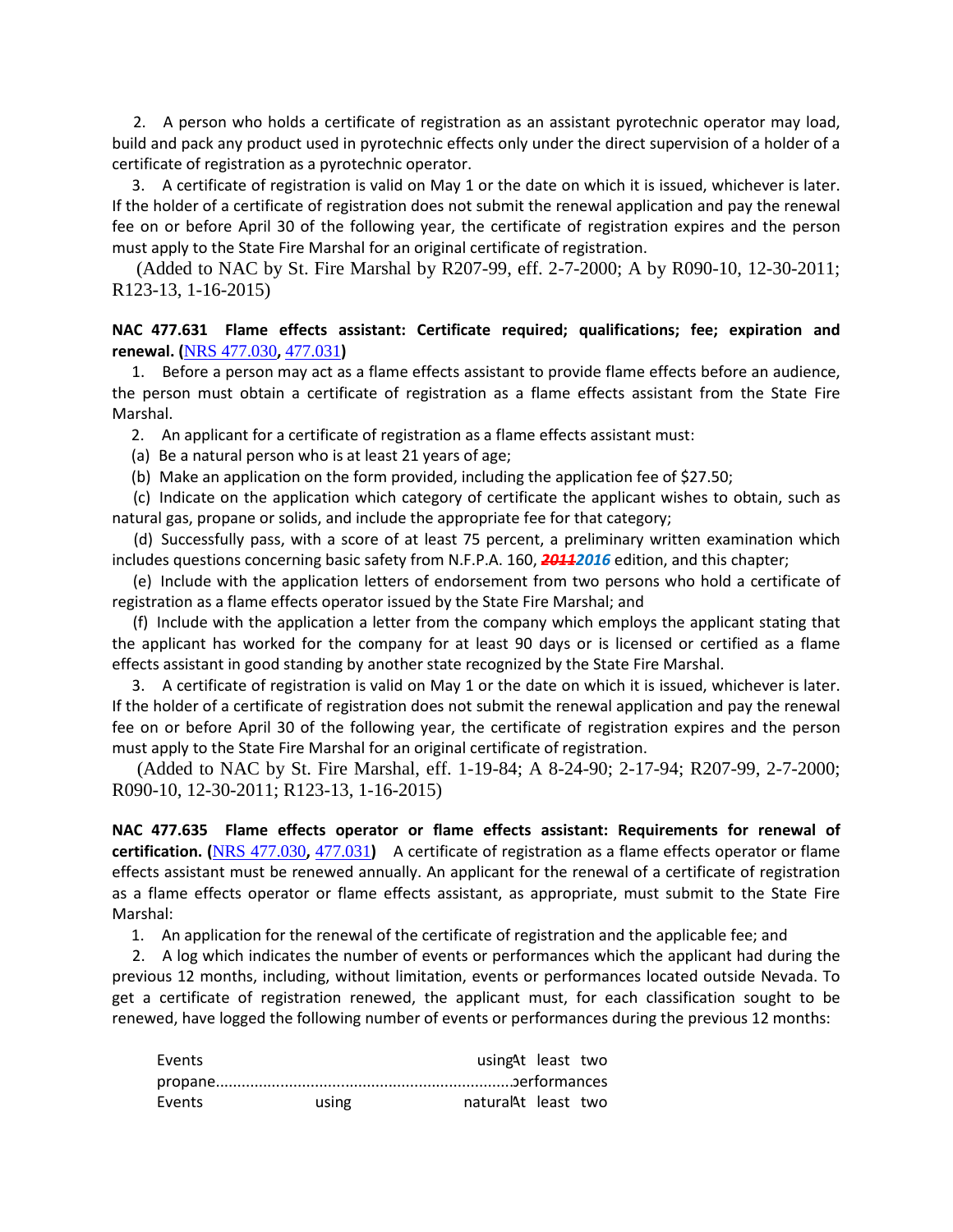2. A person who holds a certificate of registration as an assistant pyrotechnic operator may load, build and pack any product used in pyrotechnic effects only under the direct supervision of a holder of a certificate of registration as a pyrotechnic operator.

3. A certificate of registration is valid on May 1 or the date on which it is issued, whichever is later. If the holder of a certificate of registration does not submit the renewal application and pay the renewal fee on or before April 30 of the following year, the certificate of registration expires and the person must apply to the State Fire Marshal for an original certificate of registration.

(Added to NAC by St. Fire Marshal by R207-99, eff. 2-7-2000; A by R090-10, 12-30-2011; R123-13, 1-16-2015)

**NAC 477.631 Flame effects assistant: Certificate required; qualifications; fee; expiration and renewal. (**NRS 477.030**,** 477.031**)**

1. Before a person may act as a flame effects assistant to provide flame effects before an audience, the person must obtain a certificate of registration as a flame effects assistant from the State Fire Marshal.

2. An applicant for a certificate of registration as a flame effects assistant must:

(a) Be a natural person who is at least 21 years of age;

(b) Make an application on the form provided, including the application fee of $27.50;

(c) Indicate on the application which category of certificate the applicant wishes to obtain, such as natural gas, propane or solids, and include the appropriate fee for that category;

(d) Successfully pass, with a score of at least 75 percent, a preliminary written examination which includes questions concerning basic safety from N.F.P.A. 160, ~~***2011***~~***2016*** edition, and this chapter;

(e) Include with the application letters of endorsement from two persons who hold a certificate of registration as a flame effects operator issued by the State Fire Marshal; and

(f) Include with the application a letter from the company which employs the applicant stating that the applicant has worked for the company for at least 90 days or is licensed or certified as a flame effects assistant in good standing by another state recognized by the State Fire Marshal.

3. A certificate of registration is valid on May 1 or the date on which it is issued, whichever is later. If the holder of a certificate of registration does not submit the renewal application and pay the renewal fee on or before April 30 of the following year, the certificate of registration expires and the person must apply to the State Fire Marshal for an original certificate of registration.

(Added to NAC by St. Fire Marshal, eff. 1-19-84; A 8-24-90; 2-17-94; R207-99, 2-7-2000; R090-10, 12-30-2011; R123-13, 1-16-2015)

**NAC 477.635 Flame effects operator or flame effects assistant: Requirements for renewal of certification. (**NRS 477.030**,** 477.031**)** A certificate of registration as a flame effects operator or flame effects assistant must be renewed annually. An applicant for the renewal of a certificate of registration as a flame effects operator or flame effects assistant, as appropriate, must submit to the State Fire Marshal:

1. An application for the renewal of the certificate of registration and the applicable fee; and

2. A log which indicates the number of events or performances which the applicant had during the previous 12 months, including, without limitation, events or performances located outside Nevada. To get a certificate of registration renewed, the applicant must, for each classification sought to be renewed, have logged the following number of events or performances during the previous 12 months:

| | |
|---|---|
| Events using propane.................................................................... | At least two performances |
| Events using natural | At least two |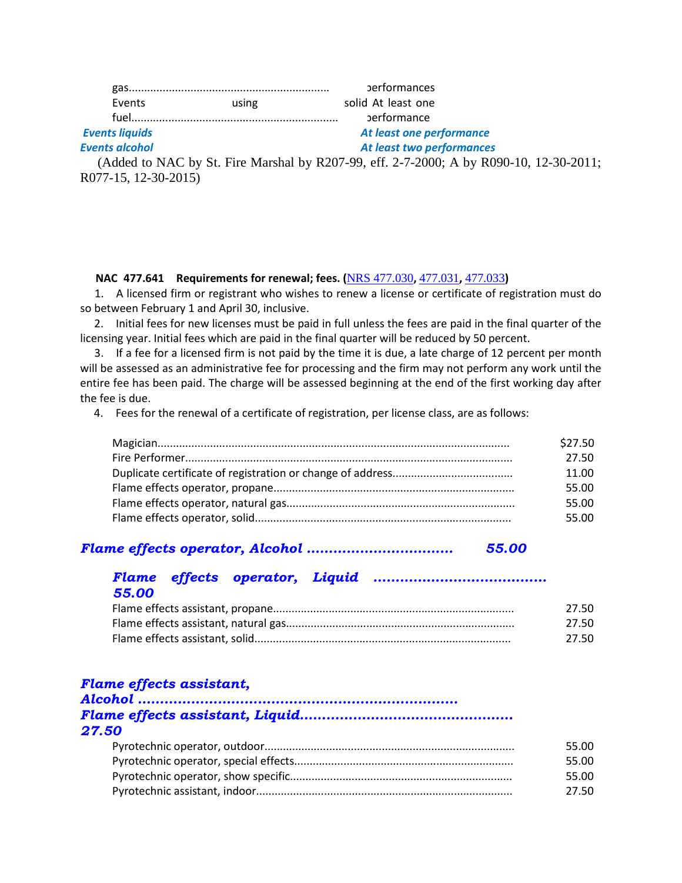| | |
|---|---|
| gas................................................................. | performances |
| Events using solid fuel................................................................... | At least one performance |
| ***Events liquids*** | ***At least one performance*** |
| ***Events alcohol*** | ***At least two performances*** |

(Added to NAC by St. Fire Marshal by R207-99, eff. 2-7-2000; A by R090-10, 12-30-2011; R077-15, 12-30-2015)

**NAC 477.641 Requirements for renewal; fees. (**NRS 477.030**,** 477.031**,** 477.033**)**

1. A licensed firm or registrant who wishes to renew a license or certificate of registration must do so between February 1 and April 30, inclusive.

2. Initial fees for new licenses must be paid in full unless the fees are paid in the final quarter of the licensing year. Initial fees which are paid in the final quarter will be reduced by 50 percent.

3. If a fee for a licensed firm is not paid by the time it is due, a late charge of 12 percent per month will be assessed as an administrative fee for processing and the firm may not perform any work until the entire fee has been paid. The charge will be assessed beginning at the end of the first working day after the fee is due.

4. Fees for the renewal of a certificate of registration, per license class, are as follows:

| | |
|---|---|
| Magician................................................................................................................ | $27.50 |
| Fire Performer........................................................................................................ | 27.50 |
| Duplicate certificate of registration or change of address...................................... | 11.00 |
| Flame effects operator, propane............................................................................ | 55.00 |
| Flame effects operator, natural gas........................................................................ | 55.00 |
| Flame effects operator, solid................................................................................. | 55.00 |
| ***Flame effects operator, Alcohol ................................*** | ***55.00*** |
| ***Flame effects operator, Liquid ......................................*** | ***55.00*** |
| Flame effects assistant, propane............................................................................ | 27.50 |
| Flame effects assistant, natural gas........................................................................ | 27.50 |
| Flame effects assistant, solid................................................................................. | 27.50 |
| ***Flame effects assistant, Alcohol .....................................................................*** | |
| ***Flame effects assistant, Liquid...............................................*** | ***27.50*** |
| Pyrotechnic operator, outdoor............................................................................... | 55.00 |
| Pyrotechnic operator, special effects...................................................................... | 55.00 |
| Pyrotechnic operator, show specific....................................................................... | 55.00 |
| Pyrotechnic assistant, indoor................................................................................. | 27.50 |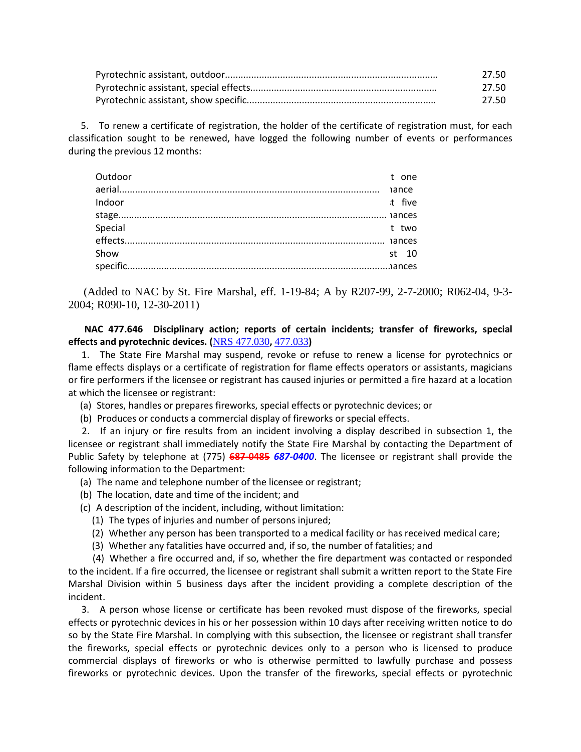| | |
|---|---|
| Pyrotechnic assistant, outdoor | 27.50 |
| Pyrotechnic assistant, special effects | 27.50 |
| Pyrotechnic assistant, show specific | 27.50 |

5. To renew a certificate of registration, the holder of the certificate of registration must, for each classification sought to be renewed, have logged the following number of events or performances during the previous 12 months:

| | |
|---|---|
| Outdoor aerial | t one ıance |
| Indoor stage | t five ıances |
| Special effects | t two ıances |
| Show specific | st 10 ıances |

(Added to NAC by St. Fire Marshal, eff. 1-19-84; A by R207-99, 2-7-2000; R062-04, 9-3-2004; R090-10, 12-30-2011)

**NAC 477.646 Disciplinary action; reports of certain incidents; transfer of fireworks, special effects and pyrotechnic devices. (**NRS 477.030**,** 477.033**)**

1. The State Fire Marshal may suspend, revoke or refuse to renew a license for pyrotechnics or flame effects displays or a certificate of registration for flame effects operators or assistants, magicians or fire performers if the licensee or registrant has caused injuries or permitted a fire hazard at a location at which the licensee or registrant:

(a) Stores, handles or prepares fireworks, special effects or pyrotechnic devices; or

(b) Produces or conducts a commercial display of fireworks or special effects.

2. If an injury or fire results from an incident involving a display described in subsection 1, the licensee or registrant shall immediately notify the State Fire Marshal by contacting the Department of Public Safety by telephone at (775) ~~**687-0485**~~ ***687-0400***. The licensee or registrant shall provide the following information to the Department:

(a) The name and telephone number of the licensee or registrant;

(b) The location, date and time of the incident; and

(c) A description of the incident, including, without limitation:

(1) The types of injuries and number of persons injured;

(2) Whether any person has been transported to a medical facility or has received medical care;

(3) Whether any fatalities have occurred and, if so, the number of fatalities; and

(4) Whether a fire occurred and, if so, whether the fire department was contacted or responded to the incident. If a fire occurred, the licensee or registrant shall submit a written report to the State Fire Marshal Division within 5 business days after the incident providing a complete description of the incident.

3. A person whose license or certificate has been revoked must dispose of the fireworks, special effects or pyrotechnic devices in his or her possession within 10 days after receiving written notice to do so by the State Fire Marshal. In complying with this subsection, the licensee or registrant shall transfer the fireworks, special effects or pyrotechnic devices only to a person who is licensed to produce commercial displays of fireworks or who is otherwise permitted to lawfully purchase and possess fireworks or pyrotechnic devices. Upon the transfer of the fireworks, special effects or pyrotechnic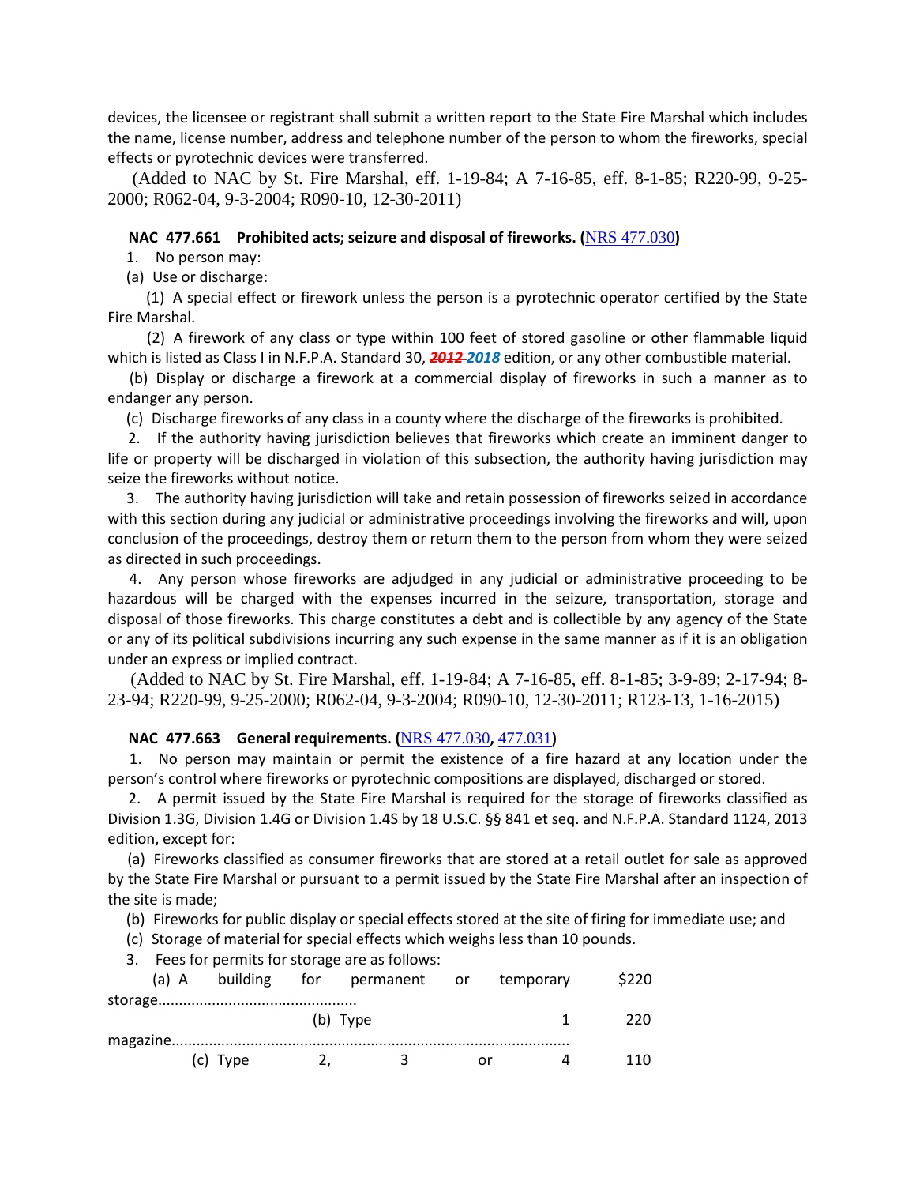devices, the licensee or registrant shall submit a written report to the State Fire Marshal which includes the name, license number, address and telephone number of the person to whom the fireworks, special effects or pyrotechnic devices were transferred.

(Added to NAC by St. Fire Marshal, eff. 1-19-84; A 7-16-85, eff. 8-1-85; R220-99, 9-25-2000; R062-04, 9-3-2004; R090-10, 12-30-2011)

**NAC 477.661 Prohibited acts; seizure and disposal of fireworks. (**NRS 477.030**)**

1. No person may:

(a) Use or discharge:

(1) A special effect or firework unless the person is a pyrotechnic operator certified by the State Fire Marshal.

(2) A firework of any class or type within 100 feet of stored gasoline or other flammable liquid which is listed as Class I in N.F.P.A. Standard 30, ~~***2012***~~ ***2018*** edition, or any other combustible material.

(b) Display or discharge a firework at a commercial display of fireworks in such a manner as to endanger any person.

(c) Discharge fireworks of any class in a county where the discharge of the fireworks is prohibited.

2. If the authority having jurisdiction believes that fireworks which create an imminent danger to life or property will be discharged in violation of this subsection, the authority having jurisdiction may seize the fireworks without notice.

3. The authority having jurisdiction will take and retain possession of fireworks seized in accordance with this section during any judicial or administrative proceedings involving the fireworks and will, upon conclusion of the proceedings, destroy them or return them to the person from whom they were seized as directed in such proceedings.

4. Any person whose fireworks are adjudged in any judicial or administrative proceeding to be hazardous will be charged with the expenses incurred in the seizure, transportation, storage and disposal of those fireworks. This charge constitutes a debt and is collectible by any agency of the State or any of its political subdivisions incurring any such expense in the same manner as if it is an obligation under an express or implied contract.

(Added to NAC by St. Fire Marshal, eff. 1-19-84; A 7-16-85, eff. 8-1-85; 3-9-89; 2-17-94; 8-23-94; R220-99, 9-25-2000; R062-04, 9-3-2004; R090-10, 12-30-2011; R123-13, 1-16-2015)

**NAC 477.663 General requirements. (**NRS 477.030**,** 477.031**)**

1. No person may maintain or permit the existence of a fire hazard at any location under the person's control where fireworks or pyrotechnic compositions are displayed, discharged or stored.

2. A permit issued by the State Fire Marshal is required for the storage of fireworks classified as Division 1.3G, Division 1.4G or Division 1.4S by 18 U.S.C. §§ 841 et seq. and N.F.P.A. Standard 1124, 2013 edition, except for:

(a) Fireworks classified as consumer fireworks that are stored at a retail outlet for sale as approved by the State Fire Marshal or pursuant to a permit issued by the State Fire Marshal after an inspection of the site is made;

(b) Fireworks for public display or special effects stored at the site of firing for immediate use; and

(c) Storage of material for special effects which weighs less than 10 pounds.

3. Fees for permits for storage are as follows:

| | |
|---|---|
| (a) A building for permanent or temporary storage............................................... | $220 |
| (b) Type 1 magazine.............................................................................................. | 220 |
| (c) Type 2, 3 or 4 | 110 |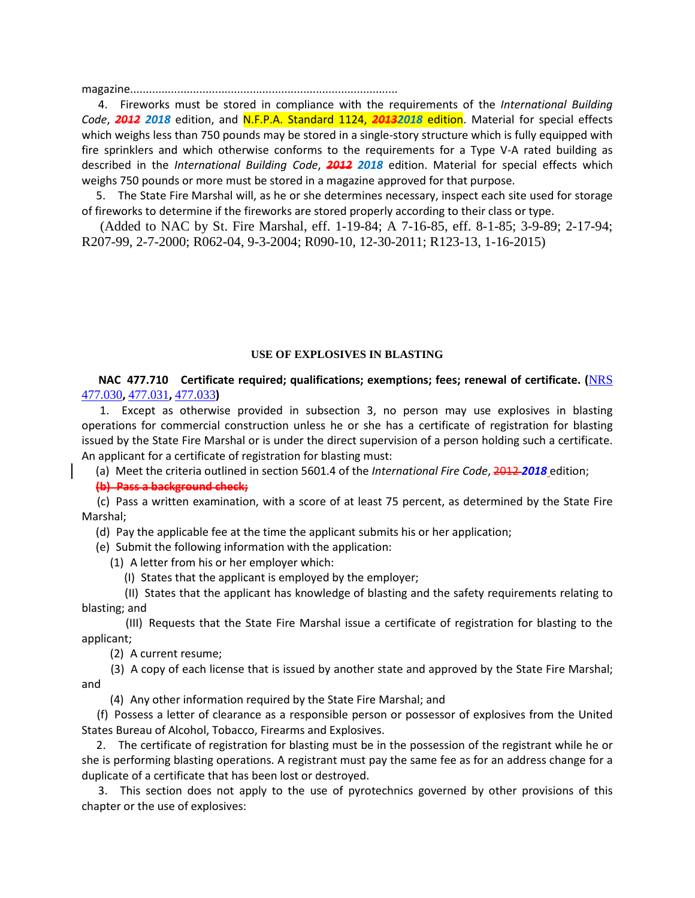magazine....................................................................................

4. Fireworks must be stored in compliance with the requirements of the *International Building Code*, ~~***2012***~~ ***2018*** edition, and N.F.P.A. Standard 1124, ~~***2013***~~***2018*** edition. Material for special effects which weighs less than 750 pounds may be stored in a single-story structure which is fully equipped with fire sprinklers and which otherwise conforms to the requirements for a Type V-A rated building as described in the *International Building Code*, ~~***2012***~~ ***2018*** edition. Material for special effects which weighs 750 pounds or more must be stored in a magazine approved for that purpose.

5. The State Fire Marshal will, as he or she determines necessary, inspect each site used for storage of fireworks to determine if the fireworks are stored properly according to their class or type.

(Added to NAC by St. Fire Marshal, eff. 1-19-84; A 7-16-85, eff. 8-1-85; 3-9-89; 2-17-94; R207-99, 2-7-2000; R062-04, 9-3-2004; R090-10, 12-30-2011; R123-13, 1-16-2015)

**USE OF EXPLOSIVES IN BLASTING**

**NAC 477.710 Certificate required; qualifications; exemptions; fees; renewal of certificate. (**NRS 477.030**,** 477.031**,** 477.033**)**

1. Except as otherwise provided in subsection 3, no person may use explosives in blasting operations for commercial construction unless he or she has a certificate of registration for blasting issued by the State Fire Marshal or is under the direct supervision of a person holding such a certificate. An applicant for a certificate of registration for blasting must:

(a) Meet the criteria outlined in section 5601.4 of the *International Fire Code*, ~~2012~~ ***2018*** edition;

~~**(b) Pass a background check;**~~

(c) Pass a written examination, with a score of at least 75 percent, as determined by the State Fire Marshal;

(d) Pay the applicable fee at the time the applicant submits his or her application;

(e) Submit the following information with the application:

(1) A letter from his or her employer which:

(I) States that the applicant is employed by the employer;

(II) States that the applicant has knowledge of blasting and the safety requirements relating to blasting; and

(III) Requests that the State Fire Marshal issue a certificate of registration for blasting to the applicant;

(2) A current resume;

(3) A copy of each license that is issued by another state and approved by the State Fire Marshal; and

(4) Any other information required by the State Fire Marshal; and

(f) Possess a letter of clearance as a responsible person or possessor of explosives from the United States Bureau of Alcohol, Tobacco, Firearms and Explosives.

2. The certificate of registration for blasting must be in the possession of the registrant while he or she is performing blasting operations. A registrant must pay the same fee as for an address change for a duplicate of a certificate that has been lost or destroyed.

3. This section does not apply to the use of pyrotechnics governed by other provisions of this chapter or the use of explosives: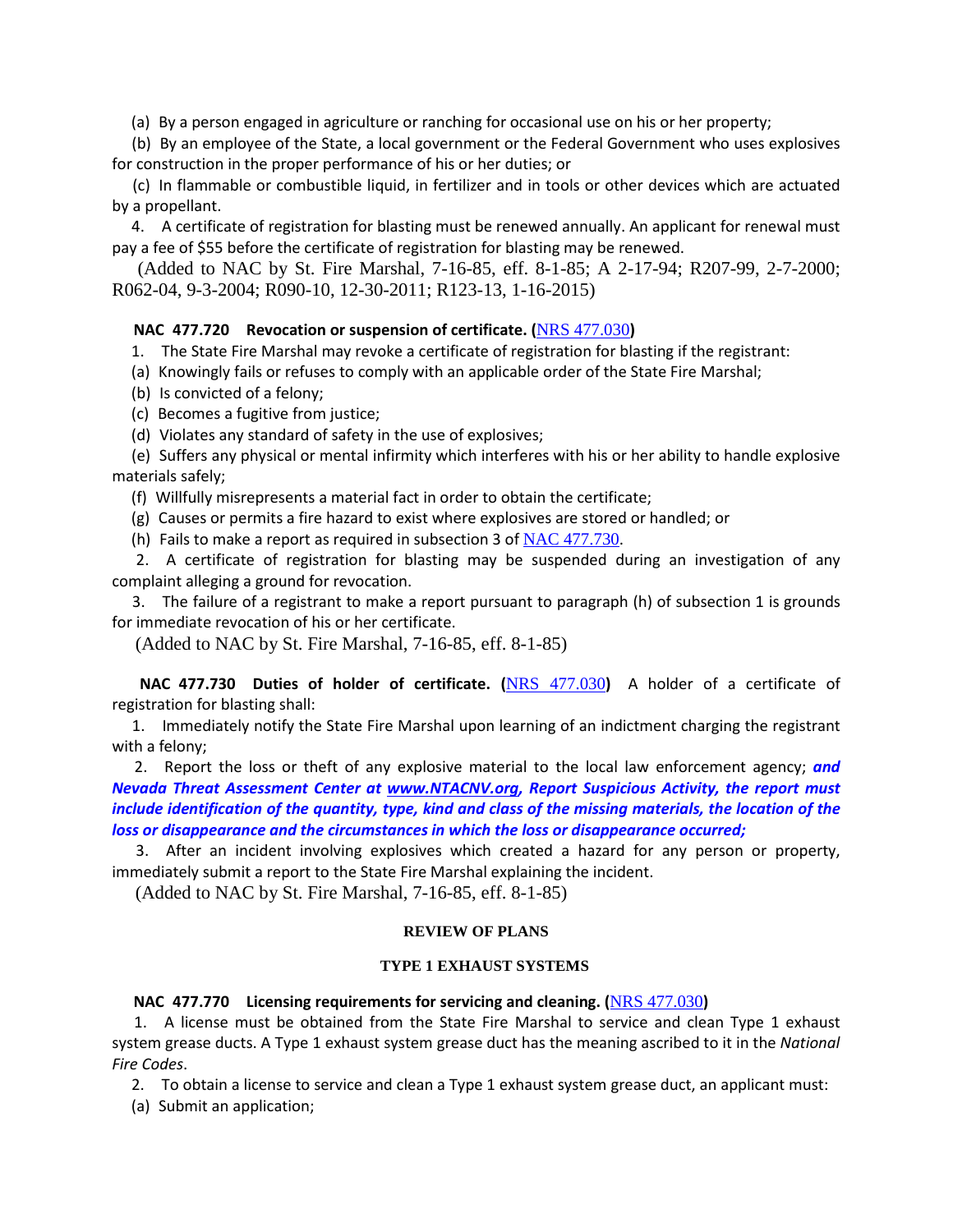(a) By a person engaged in agriculture or ranching for occasional use on his or her property;

(b) By an employee of the State, a local government or the Federal Government who uses explosives for construction in the proper performance of his or her duties; or

(c) In flammable or combustible liquid, in fertilizer and in tools or other devices which are actuated by a propellant.

4. A certificate of registration for blasting must be renewed annually. An applicant for renewal must pay a fee of $55 before the certificate of registration for blasting may be renewed.

(Added to NAC by St. Fire Marshal, 7-16-85, eff. 8-1-85; A 2-17-94; R207-99, 2-7-2000; R062-04, 9-3-2004; R090-10, 12-30-2011; R123-13, 1-16-2015)

**NAC 477.720 Revocation or suspension of certificate. (NRS 477.030)**

1. The State Fire Marshal may revoke a certificate of registration for blasting if the registrant:

(a) Knowingly fails or refuses to comply with an applicable order of the State Fire Marshal;

(b) Is convicted of a felony;

(c) Becomes a fugitive from justice;

(d) Violates any standard of safety in the use of explosives;

(e) Suffers any physical or mental infirmity which interferes with his or her ability to handle explosive materials safely;

(f) Willfully misrepresents a material fact in order to obtain the certificate;

(g) Causes or permits a fire hazard to exist where explosives are stored or handled; or

(h) Fails to make a report as required in subsection 3 of NAC 477.730.

2. A certificate of registration for blasting may be suspended during an investigation of any complaint alleging a ground for revocation.

3. The failure of a registrant to make a report pursuant to paragraph (h) of subsection 1 is grounds for immediate revocation of his or her certificate.

(Added to NAC by St. Fire Marshal, 7-16-85, eff. 8-1-85)

**NAC 477.730 Duties of holder of certificate. (NRS 477.030)** A holder of a certificate of registration for blasting shall:

1. Immediately notify the State Fire Marshal upon learning of an indictment charging the registrant with a felony;

2. Report the loss or theft of any explosive material to the local law enforcement agency; ***and Nevada Threat Assessment Center at www.NTACNV.org, Report Suspicious Activity, the report must include identification of the quantity, type, kind and class of the missing materials, the location of the loss or disappearance and the circumstances in which the loss or disappearance occurred;***

3. After an incident involving explosives which created a hazard for any person or property, immediately submit a report to the State Fire Marshal explaining the incident.

(Added to NAC by St. Fire Marshal, 7-16-85, eff. 8-1-85)

## REVIEW OF PLANS

### TYPE 1 EXHAUST SYSTEMS

**NAC 477.770 Licensing requirements for servicing and cleaning. (NRS 477.030)**

1. A license must be obtained from the State Fire Marshal to service and clean Type 1 exhaust system grease ducts. A Type 1 exhaust system grease duct has the meaning ascribed to it in the *National Fire Codes*.

2. To obtain a license to service and clean a Type 1 exhaust system grease duct, an applicant must:

(a) Submit an application;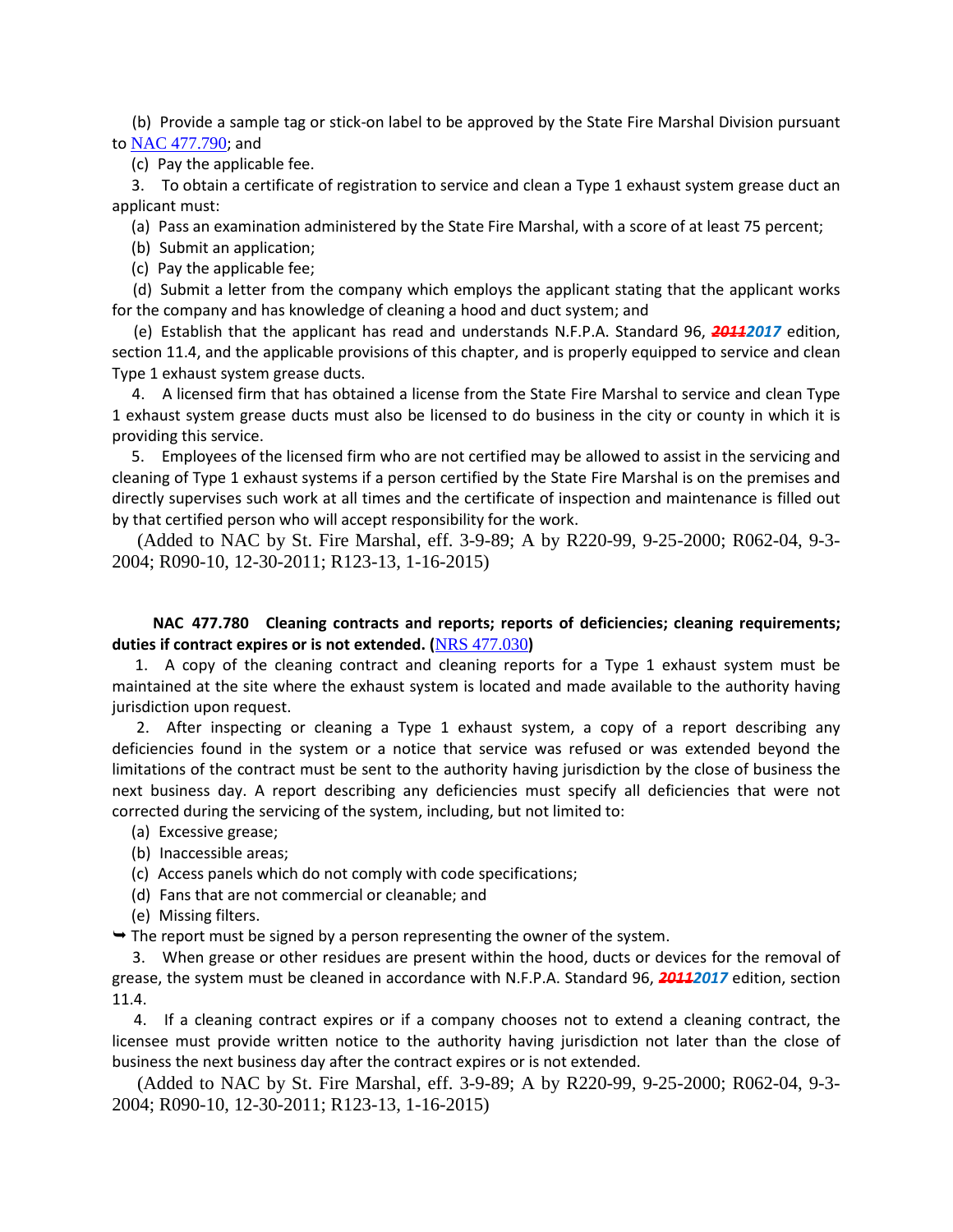(b) Provide a sample tag or stick-on label to be approved by the State Fire Marshal Division pursuant to NAC 477.790; and

(c) Pay the applicable fee.

3. To obtain a certificate of registration to service and clean a Type 1 exhaust system grease duct an applicant must:

(a) Pass an examination administered by the State Fire Marshal, with a score of at least 75 percent;

(b) Submit an application;

(c) Pay the applicable fee;

(d) Submit a letter from the company which employs the applicant stating that the applicant works for the company and has knowledge of cleaning a hood and duct system; and

(e) Establish that the applicant has read and understands N.F.P.A. Standard 96, ~~***2011***~~***2017*** edition, section 11.4, and the applicable provisions of this chapter, and is properly equipped to service and clean Type 1 exhaust system grease ducts.

4. A licensed firm that has obtained a license from the State Fire Marshal to service and clean Type 1 exhaust system grease ducts must also be licensed to do business in the city or county in which it is providing this service.

5. Employees of the licensed firm who are not certified may be allowed to assist in the servicing and cleaning of Type 1 exhaust systems if a person certified by the State Fire Marshal is on the premises and directly supervises such work at all times and the certificate of inspection and maintenance is filled out by that certified person who will accept responsibility for the work.

(Added to NAC by St. Fire Marshal, eff. 3-9-89; A by R220-99, 9-25-2000; R062-04, 9-3-2004; R090-10, 12-30-2011; R123-13, 1-16-2015)

**NAC 477.780 Cleaning contracts and reports; reports of deficiencies; cleaning requirements; duties if contract expires or is not extended. (**NRS 477.030**)**

1. A copy of the cleaning contract and cleaning reports for a Type 1 exhaust system must be maintained at the site where the exhaust system is located and made available to the authority having jurisdiction upon request.

2. After inspecting or cleaning a Type 1 exhaust system, a copy of a report describing any deficiencies found in the system or a notice that service was refused or was extended beyond the limitations of the contract must be sent to the authority having jurisdiction by the close of business the next business day. A report describing any deficiencies must specify all deficiencies that were not corrected during the servicing of the system, including, but not limited to:

(a) Excessive grease;

(b) Inaccessible areas;

(c) Access panels which do not comply with code specifications;

(d) Fans that are not commercial or cleanable; and

(e) Missing filters.

➥ The report must be signed by a person representing the owner of the system.

3. When grease or other residues are present within the hood, ducts or devices for the removal of grease, the system must be cleaned in accordance with N.F.P.A. Standard 96, ~~***2011***~~***2017*** edition, section 11.4.

4. If a cleaning contract expires or if a company chooses not to extend a cleaning contract, the licensee must provide written notice to the authority having jurisdiction not later than the close of business the next business day after the contract expires or is not extended.

(Added to NAC by St. Fire Marshal, eff. 3-9-89; A by R220-99, 9-25-2000; R062-04, 9-3-2004; R090-10, 12-30-2011; R123-13, 1-16-2015)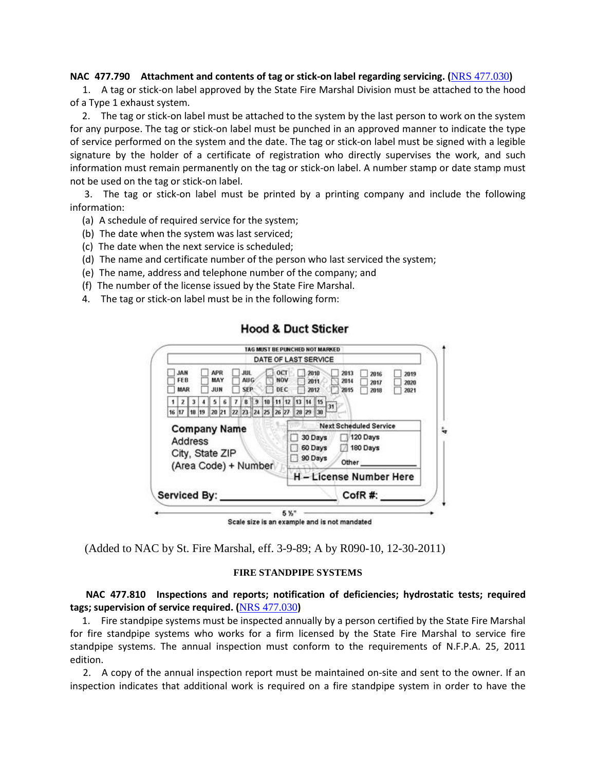**NAC 477.790 Attachment and contents of tag or stick-on label regarding servicing.** (NRS 477.030)

1. A tag or stick-on label approved by the State Fire Marshal Division must be attached to the hood of a Type 1 exhaust system.

2. The tag or stick-on label must be attached to the system by the last person to work on the system for any purpose. The tag or stick-on label must be punched in an approved manner to indicate the type of service performed on the system and the date. The tag or stick-on label must be signed with a legible signature by the holder of a certificate of registration who directly supervises the work, and such information must remain permanently on the tag or stick-on label. A number stamp or date stamp must not be used on the tag or stick-on label.

3. The tag or stick-on label must be printed by a printing company and include the following information:

(a) A schedule of required service for the system;

(b) The date when the system was last serviced;

(c) The date when the next service is scheduled;

(d) The name and certificate number of the person who last serviced the system;

(e) The name, address and telephone number of the company; and

(f) The number of the license issued by the State Fire Marshal.

4. The tag or stick-on label must be in the following form:

**Hood & Duct Sticker**

TAG MUST BE PUNCHED NOT MARKED

DATE OF LAST SERVICE

☐ JAN ☐ FEB ☐ MAR ☐ APR ☐ MAY ☐ JUN ☐ JUL ☐ AUG ☐ SEP ☐ OCT ☐ NOV ☐ DEC ☐ 2010 ☐ 2011 ☐ 2012 ☐ 2013 ☐ 2014 ☐ 2015 ☐ 2016 ☐ 2017 ☐ 2018 ☐ 2019 ☐ 2020 ☐ 2021

1 2 3 4 5 6 7 8 9 10 11 12 13 14 15 16 17 18 19 20 21 22 23 24 25 26 27 28 29 30 31

Company Name
Address
City, State ZIP
(Area Code) + Number

Next Scheduled Service
☐ 30 Days ☐ 60 Days ☐ 90 Days ☐ 120 Days ☐ 180 Days Other ______

H – License Number Here

Serviced By: ____________________ CofR #: ________

5 ½" × 4"

Scale size is an example and is not mandated

(Added to NAC by St. Fire Marshal, eff. 3-9-89; A by R090-10, 12-30-2011)

## FIRE STANDPIPE SYSTEMS

**NAC 477.810 Inspections and reports; notification of deficiencies; hydrostatic tests; required tags; supervision of service required.** (NRS 477.030)

1. Fire standpipe systems must be inspected annually by a person certified by the State Fire Marshal for fire standpipe systems who works for a firm licensed by the State Fire Marshal to service fire standpipe systems. The annual inspection must conform to the requirements of N.F.P.A. 25, 2011 edition.

2. A copy of the annual inspection report must be maintained on-site and sent to the owner. If an inspection indicates that additional work is required on a fire standpipe system in order to have the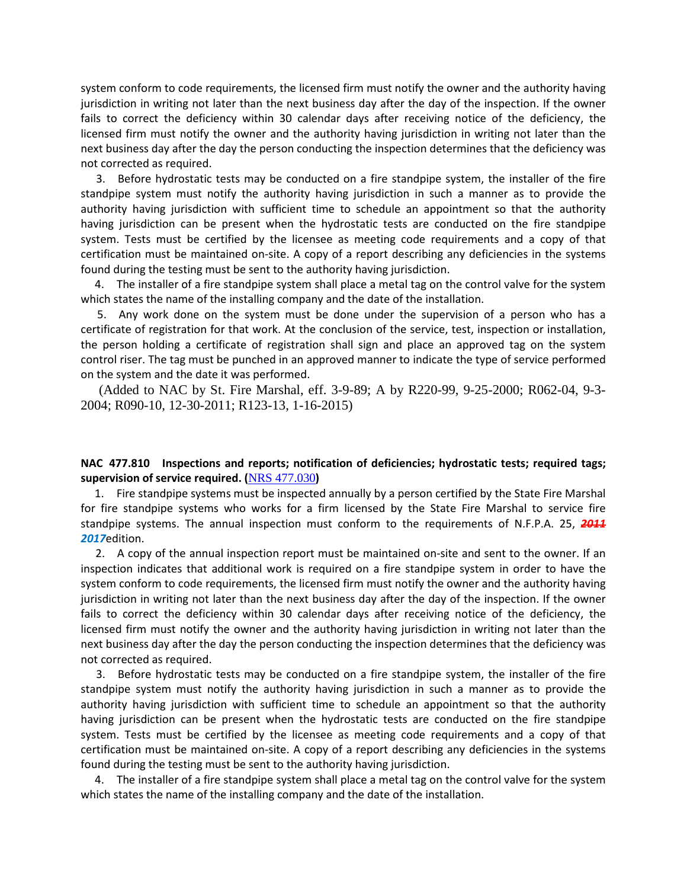system conform to code requirements, the licensed firm must notify the owner and the authority having jurisdiction in writing not later than the next business day after the day of the inspection. If the owner fails to correct the deficiency within 30 calendar days after receiving notice of the deficiency, the licensed firm must notify the owner and the authority having jurisdiction in writing not later than the next business day after the day the person conducting the inspection determines that the deficiency was not corrected as required.

3. Before hydrostatic tests may be conducted on a fire standpipe system, the installer of the fire standpipe system must notify the authority having jurisdiction in such a manner as to provide the authority having jurisdiction with sufficient time to schedule an appointment so that the authority having jurisdiction can be present when the hydrostatic tests are conducted on the fire standpipe system. Tests must be certified by the licensee as meeting code requirements and a copy of that certification must be maintained on-site. A copy of a report describing any deficiencies in the systems found during the testing must be sent to the authority having jurisdiction.

4. The installer of a fire standpipe system shall place a metal tag on the control valve for the system which states the name of the installing company and the date of the installation.

5. Any work done on the system must be done under the supervision of a person who has a certificate of registration for that work. At the conclusion of the service, test, inspection or installation, the person holding a certificate of registration shall sign and place an approved tag on the system control riser. The tag must be punched in an approved manner to indicate the type of service performed on the system and the date it was performed.

(Added to NAC by St. Fire Marshal, eff. 3-9-89; A by R220-99, 9-25-2000; R062-04, 9-3-2004; R090-10, 12-30-2011; R123-13, 1-16-2015)

**NAC 477.810 Inspections and reports; notification of deficiencies; hydrostatic tests; required tags; supervision of service required. (**NRS 477.030**)**

1. Fire standpipe systems must be inspected annually by a person certified by the State Fire Marshal for fire standpipe systems who works for a firm licensed by the State Fire Marshal to service fire standpipe systems. The annual inspection must conform to the requirements of N.F.P.A. 25, ~~***2011***~~ ***2017***edition.

2. A copy of the annual inspection report must be maintained on-site and sent to the owner. If an inspection indicates that additional work is required on a fire standpipe system in order to have the system conform to code requirements, the licensed firm must notify the owner and the authority having jurisdiction in writing not later than the next business day after the day of the inspection. If the owner fails to correct the deficiency within 30 calendar days after receiving notice of the deficiency, the licensed firm must notify the owner and the authority having jurisdiction in writing not later than the next business day after the day the person conducting the inspection determines that the deficiency was not corrected as required.

3. Before hydrostatic tests may be conducted on a fire standpipe system, the installer of the fire standpipe system must notify the authority having jurisdiction in such a manner as to provide the authority having jurisdiction with sufficient time to schedule an appointment so that the authority having jurisdiction can be present when the hydrostatic tests are conducted on the fire standpipe system. Tests must be certified by the licensee as meeting code requirements and a copy of that certification must be maintained on-site. A copy of a report describing any deficiencies in the systems found during the testing must be sent to the authority having jurisdiction.

4. The installer of a fire standpipe system shall place a metal tag on the control valve for the system which states the name of the installing company and the date of the installation.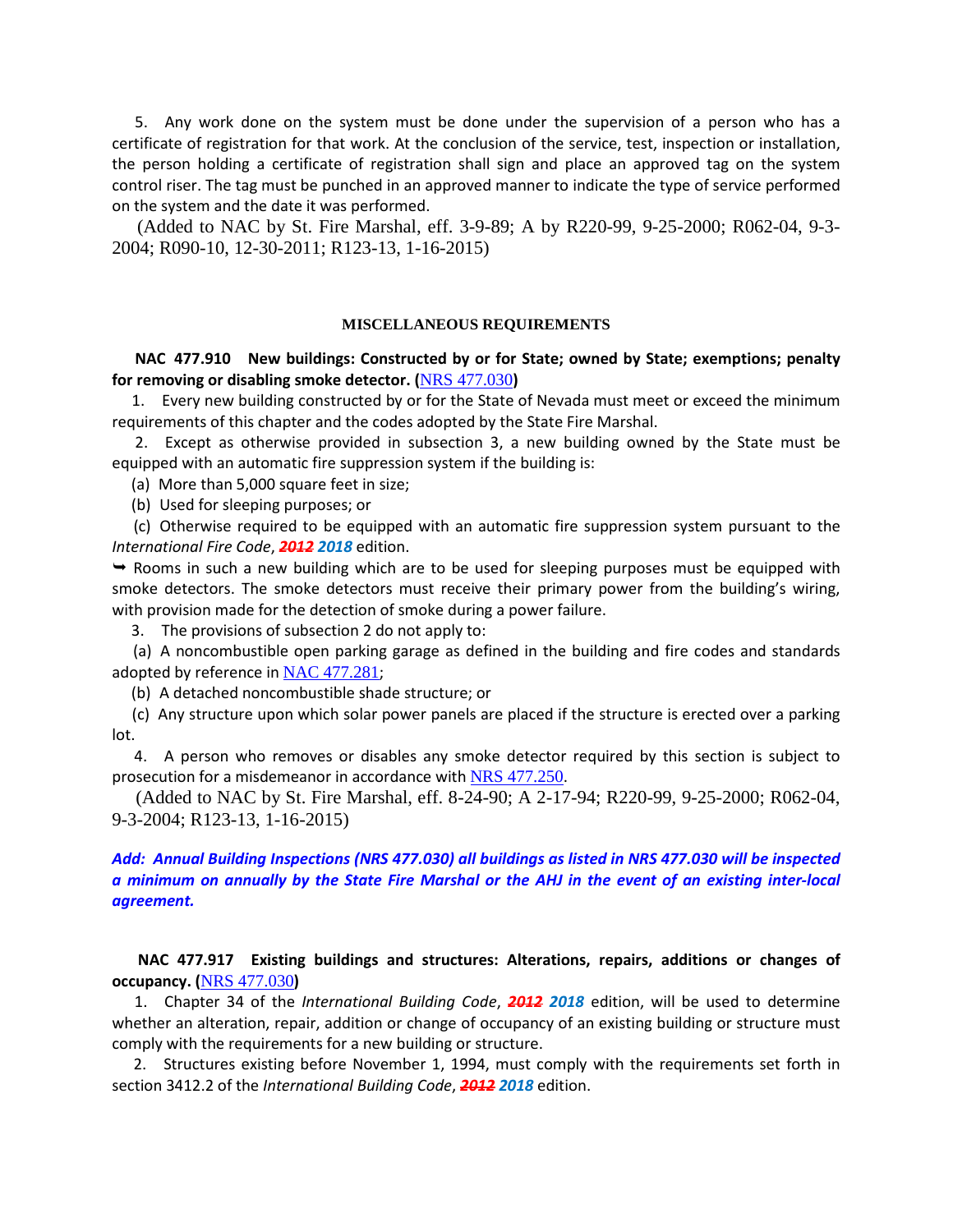5. Any work done on the system must be done under the supervision of a person who has a certificate of registration for that work. At the conclusion of the service, test, inspection or installation, the person holding a certificate of registration shall sign and place an approved tag on the system control riser. The tag must be punched in an approved manner to indicate the type of service performed on the system and the date it was performed.

(Added to NAC by St. Fire Marshal, eff. 3-9-89; A by R220-99, 9-25-2000; R062-04, 9-3-2004; R090-10, 12-30-2011; R123-13, 1-16-2015)

## MISCELLANEOUS REQUIREMENTS

**NAC 477.910 New buildings: Constructed by or for State; owned by State; exemptions; penalty for removing or disabling smoke detector. (NRS 477.030)**

1. Every new building constructed by or for the State of Nevada must meet or exceed the minimum requirements of this chapter and the codes adopted by the State Fire Marshal.

2. Except as otherwise provided in subsection 3, a new building owned by the State must be equipped with an automatic fire suppression system if the building is:

(a) More than 5,000 square feet in size;

(b) Used for sleeping purposes; or

(c) Otherwise required to be equipped with an automatic fire suppression system pursuant to the *International Fire Code*, ~~***2012***~~ ***2018*** edition.

➥ Rooms in such a new building which are to be used for sleeping purposes must be equipped with smoke detectors. The smoke detectors must receive their primary power from the building's wiring, with provision made for the detection of smoke during a power failure.

3. The provisions of subsection 2 do not apply to:

(a) A noncombustible open parking garage as defined in the building and fire codes and standards adopted by reference in NAC 477.281;

(b) A detached noncombustible shade structure; or

(c) Any structure upon which solar power panels are placed if the structure is erected over a parking lot.

4. A person who removes or disables any smoke detector required by this section is subject to prosecution for a misdemeanor in accordance with NRS 477.250.

(Added to NAC by St. Fire Marshal, eff. 8-24-90; A 2-17-94; R220-99, 9-25-2000; R062-04, 9-3-2004; R123-13, 1-16-2015)

***Add: Annual Building Inspections (NRS 477.030) all buildings as listed in NRS 477.030 will be inspected a minimum on annually by the State Fire Marshal or the AHJ in the event of an existing inter-local agreement.***

**NAC 477.917 Existing buildings and structures: Alterations, repairs, additions or changes of occupancy. (NRS 477.030)**

1. Chapter 34 of the *International Building Code*, ~~***2012***~~ ***2018*** edition, will be used to determine whether an alteration, repair, addition or change of occupancy of an existing building or structure must comply with the requirements for a new building or structure.

2. Structures existing before November 1, 1994, must comply with the requirements set forth in section 3412.2 of the *International Building Code*, ~~***2012***~~ ***2018*** edition.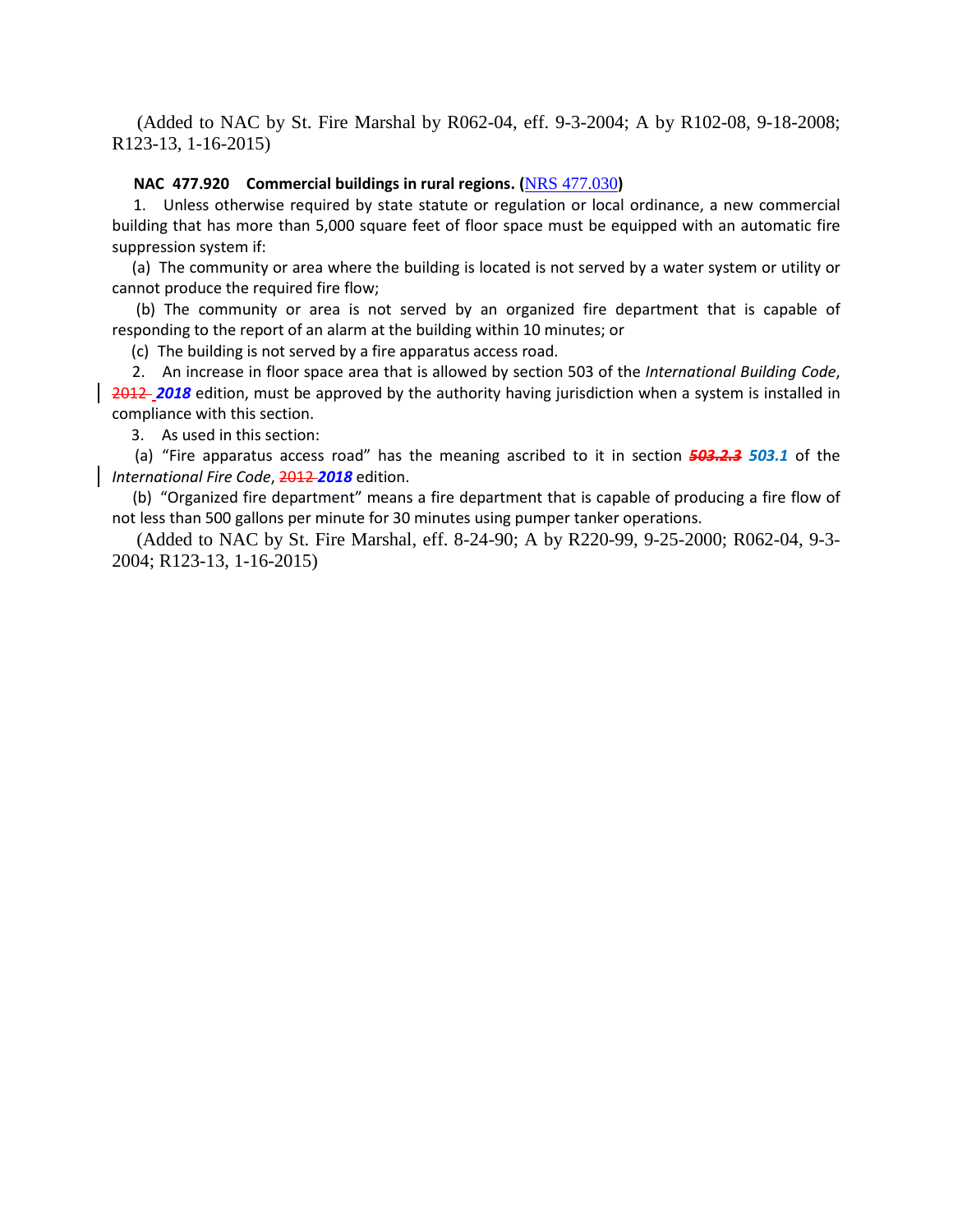(Added to NAC by St. Fire Marshal by R062-04, eff. 9-3-2004; A by R102-08, 9-18-2008; R123-13, 1-16-2015)

**NAC 477.920 Commercial buildings in rural regions. (**NRS 477.030**)**

1. Unless otherwise required by state statute or regulation or local ordinance, a new commercial building that has more than 5,000 square feet of floor space must be equipped with an automatic fire suppression system if:

(a) The community or area where the building is located is not served by a water system or utility or cannot produce the required fire flow;

(b) The community or area is not served by an organized fire department that is capable of responding to the report of an alarm at the building within 10 minutes; or

(c) The building is not served by a fire apparatus access road.

2. An increase in floor space area that is allowed by section 503 of the *International Building Code*, ~~2012~~ ***2018*** edition, must be approved by the authority having jurisdiction when a system is installed in compliance with this section.

3. As used in this section:

(a) "Fire apparatus access road" has the meaning ascribed to it in section ~~***503.2.3***~~ ***503.1*** of the *International Fire Code*, ~~2012~~ ***2018*** edition.

(b) "Organized fire department" means a fire department that is capable of producing a fire flow of not less than 500 gallons per minute for 30 minutes using pumper tanker operations.

(Added to NAC by St. Fire Marshal, eff. 8-24-90; A by R220-99, 9-25-2000; R062-04, 9-3-2004; R123-13, 1-16-2015)